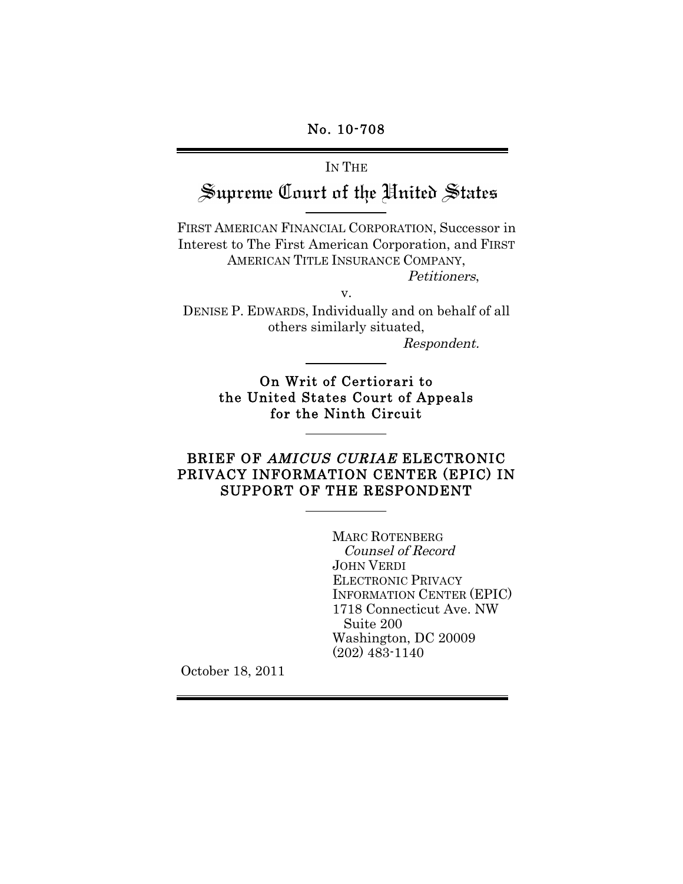No. 10-708

IN THE

# Supreme Court of the United States

FIRST AMERICAN FINANCIAL CORPORATION, Successor in Interest to The First American Corporation, and FIRST AMERICAN TITLE INSURANCE COMPANY,

*Petitioners*,

v.

DENISE P. EDWARDS, Individually and on behalf of all others similarly situated,

*Respondent.*

**On Writ of Certiorari to the United States Court of Appeals for the Ninth Circuit**

## BRIEF OF *AMICUS CURIAE* ELECTRONIC PRIVACY INFORMATION CENTER (EPIC) IN SUPPORT OF THE RESPONDENT

MARC ROTENBERG
*Counsel of Record*
JOHN VERDI
ELECTRONIC PRIVACY INFORMATION CENTER (EPIC)
1718 Connecticut Ave. NW
Suite 200
Washington, DC 20009
(202) 483-1140

October 18, 2011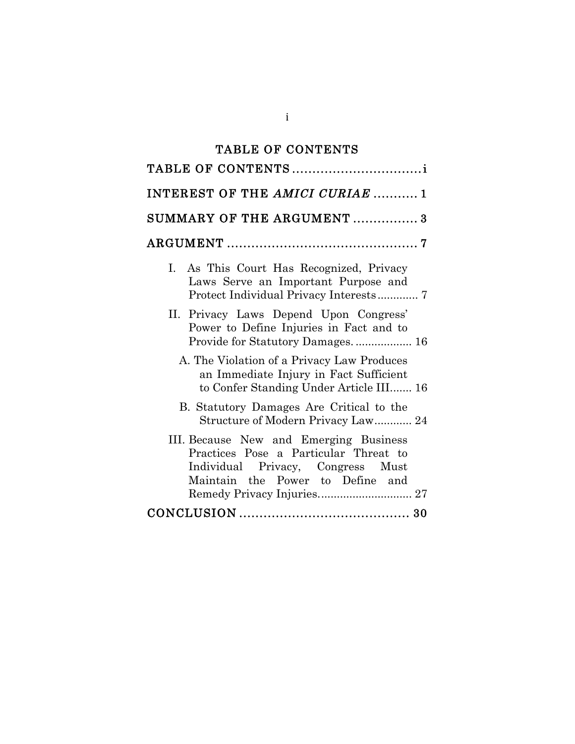# TABLE OF CONTENTS

TABLE OF CONTENTS ............................... i

INTEREST OF THE *AMICI CURIAE* ........... 1

SUMMARY OF THE ARGUMENT ................ 3

ARGUMENT ............................................... 7

- I. As This Court Has Recognized, Privacy Laws Serve an Important Purpose and Protect Individual Privacy Interests............. 7
- II. Privacy Laws Depend Upon Congress' Power to Define Injuries in Fact and to Provide for Statutory Damages. ................. 16
  - A. The Violation of a Privacy Law Produces an Immediate Injury in Fact Sufficient to Confer Standing Under Article III....... 16
  - B. Statutory Damages Are Critical to the Structure of Modern Privacy Law............ 24
- III. Because New and Emerging Business Practices Pose a Particular Threat to Individual Privacy, Congress Must Maintain the Power to Define and Remedy Privacy Injuries............................. 27

CONCLUSION ......................................... 30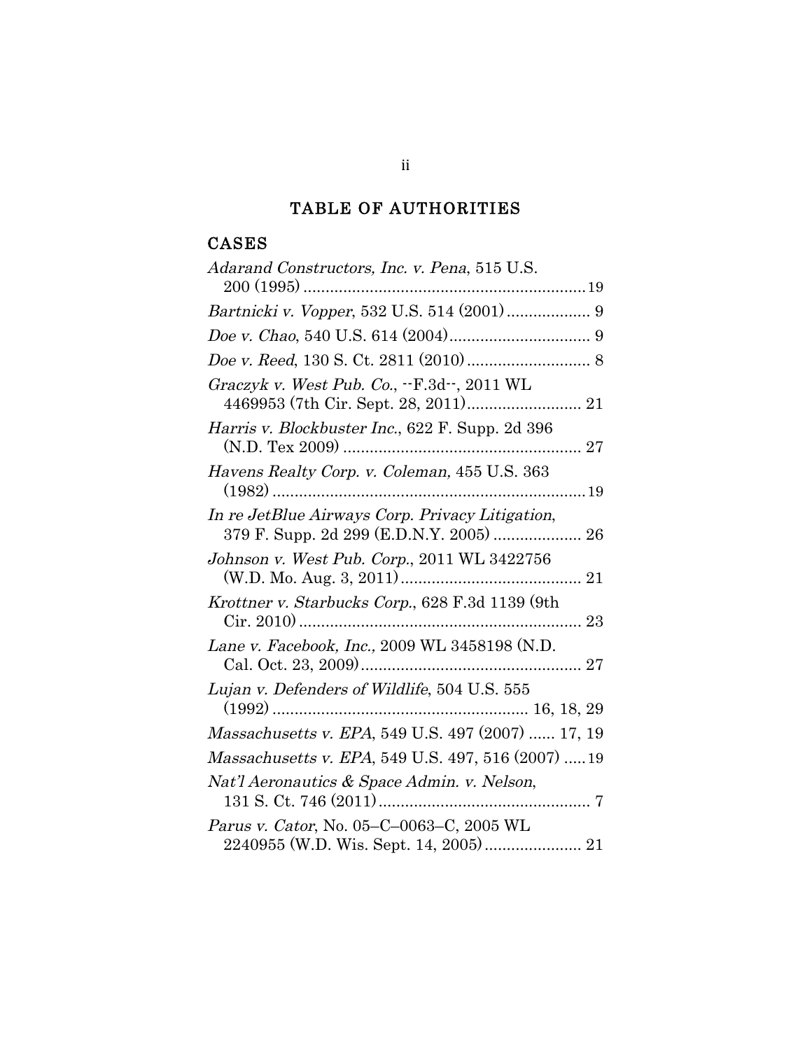# TABLE OF AUTHORITIES

## CASES

*Adarand Constructors, Inc. v. Pena*, 515 U.S. 200 (1995) ............................................................... 19

*Bartnicki v. Vopper*, 532 U.S. 514 (2001) .................. 9

*Doe v. Chao*, 540 U.S. 614 (2004) ................................ 9

*Doe v. Reed*, 130 S. Ct. 2811 (2010) ........................... 8

*Graczyk v. West Pub. Co.*, --F.3d--, 2011 WL 4469953 (7th Cir. Sept. 28, 2011) ......................... 21

*Harris v. Blockbuster Inc.*, 622 F. Supp. 2d 396 (N.D. Tex 2009) ...................................................... 27

*Havens Realty Corp. v. Coleman,* 455 U.S. 363 (1982) ....................................................................... 19

*In re JetBlue Airways Corp. Privacy Litigation*, 379 F. Supp. 2d 299 (E.D.N.Y. 2005) .................... 26

*Johnson v. West Pub. Corp.*, 2011 WL 3422756 (W.D. Mo. Aug. 3, 2011) ......................................... 21

*Krottner v. Starbucks Corp.*, 628 F.3d 1139 (9th Cir. 2010) ................................................................ 23

*Lane v. Facebook, Inc.,* 2009 WL 3458198 (N.D. Cal. Oct. 23, 2009) .................................................. 27

*Lujan v. Defenders of Wildlife*, 504 U.S. 555 (1992) ......................................................... 16, 18, 29

*Massachusetts v. EPA*, 549 U.S. 497 (2007) ...... 17, 19

*Massachusetts v. EPA*, 549 U.S. 497, 516 (2007) ..... 19

*Nat'l Aeronautics & Space Admin. v. Nelson*, 131 S. Ct. 746 (2011) ................................................ 7

*Parus v. Cator*, No. 05–C–0063–C, 2005 WL 2240955 (W.D. Wis. Sept. 14, 2005) ...................... 21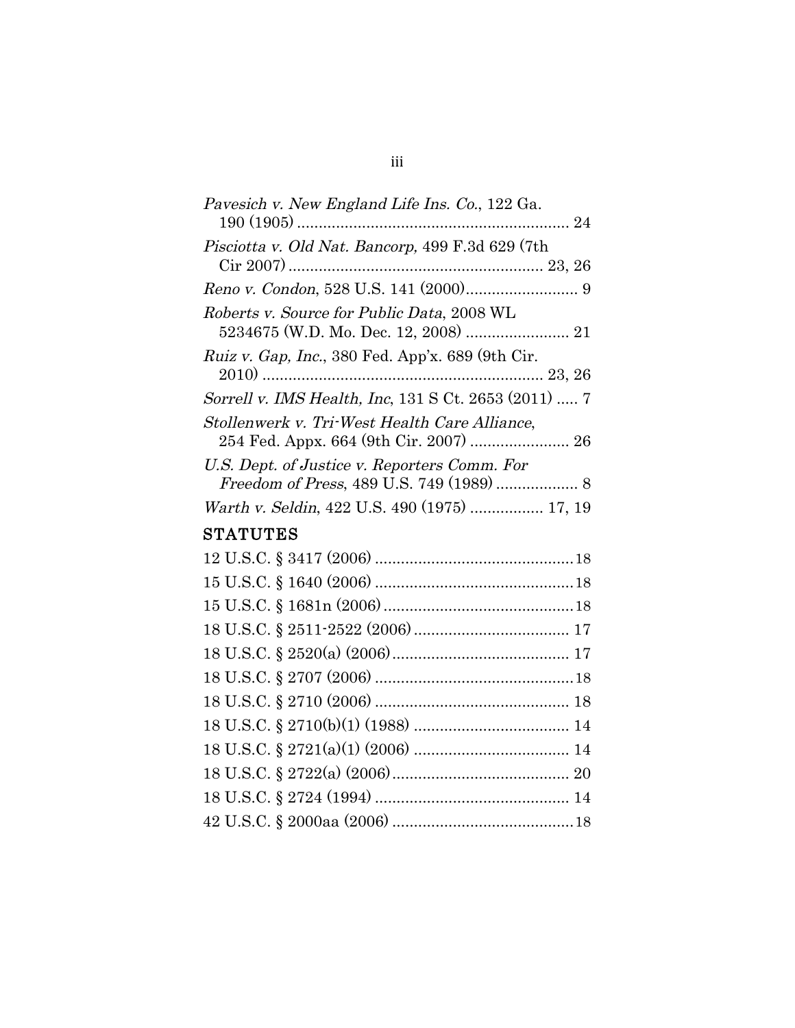*Pavesich v. New England Life Ins. Co.*, 122 Ga. 190 (1905) .............................................................. 24

*Pisciotta v. Old Nat. Bancorp,* 499 F.3d 629 (7th Cir 2007) .......................................................... 23, 26

*Reno v. Condon*, 528 U.S. 141 (2000).......................... 9

*Roberts v. Source for Public Data*, 2008 WL 5234675 (W.D. Mo. Dec. 12, 2008) ........................ 21

*Ruiz v. Gap, Inc.*, 380 Fed. App'x. 689 (9th Cir. 2010) ................................................................ 23, 26

*Sorrell v. IMS Health, Inc*, 131 S Ct. 2653 (2011) ..... 7

*Stollenwerk v. Tri-West Health Care Alliance*, 254 Fed. Appx. 664 (9th Cir. 2007) ...................... 26

*U.S. Dept. of Justice v. Reporters Comm. For Freedom of Press*, 489 U.S. 749 (1989) .................. 8

*Warth v. Seldin*, 422 U.S. 490 (1975) ................ 17, 19

## STATUTES

12 U.S.C. § 3417 (2006) .............................................18

15 U.S.C. § 1640 (2006) .............................................18

15 U.S.C. § 1681n (2006)...........................................18

18 U.S.C. § 2511-2522 (2006).................................... 17

18 U.S.C. § 2520(a) (2006)......................................... 17

18 U.S.C. § 2707 (2006) .............................................18

18 U.S.C. § 2710 (2006) ............................................ 18

18 U.S.C. § 2710(b)(1) (1988) .................................... 14

18 U.S.C. § 2721(a)(1) (2006) .................................... 14

18 U.S.C. § 2722(a) (2006)......................................... 20

18 U.S.C. § 2724 (1994) ............................................ 14

42 U.S.C. § 2000aa (2006) ..........................................18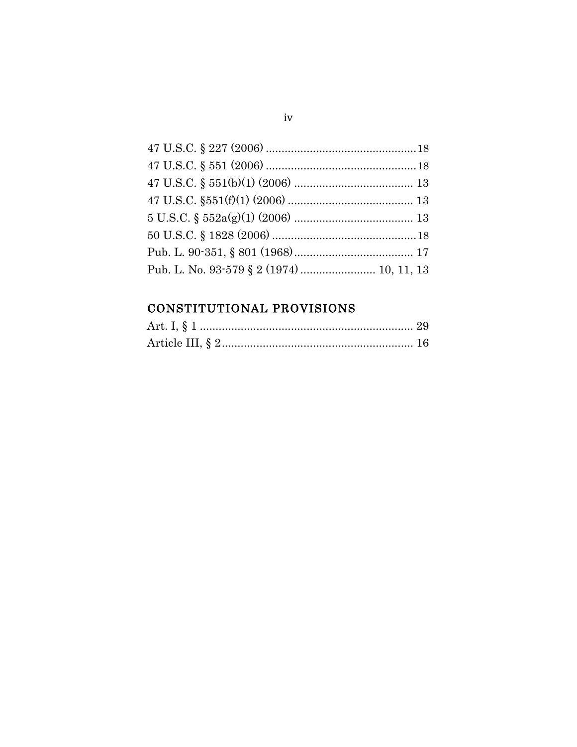47 U.S.C. § 227 (2006) ................................................18
47 U.S.C. § 551 (2006) ................................................18
47 U.S.C. § 551(b)(1) (2006) ...................................... 13
47 U.S.C. §551(f)(1) (2006) ........................................ 13
5 U.S.C. § 552a(g)(1) (2006) ...................................... 13
50 U.S.C. § 1828 (2006) ..............................................18
Pub. L. 90-351, § 801 (1968)...................................... 17
Pub. L. No. 93-579 § 2 (1974) ........................ 10, 11, 13

## CONSTITUTIONAL PROVISIONS

Art. I, § 1 .................................................................... 29
Article III, § 2............................................................. 16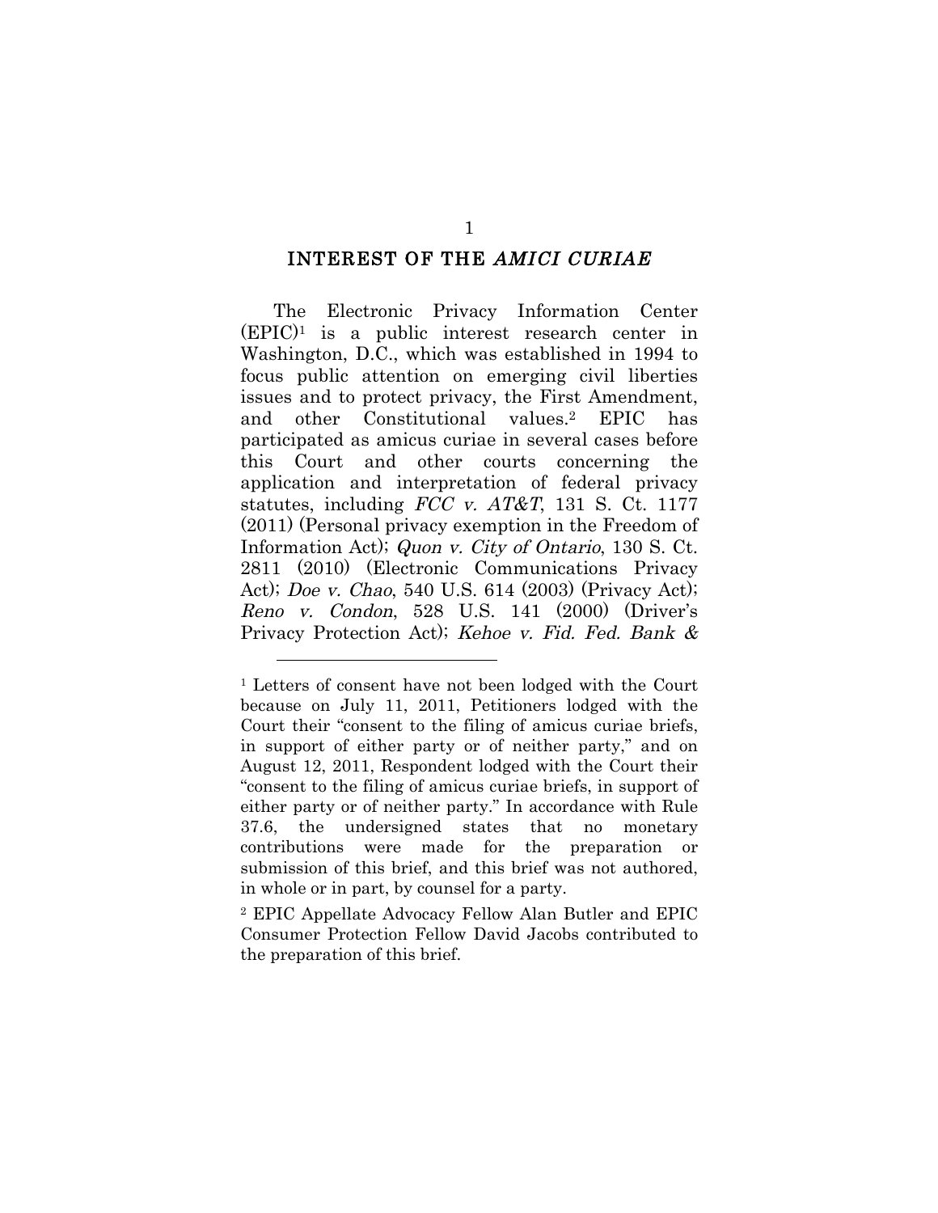## INTEREST OF THE *AMICI CURIAE*

The Electronic Privacy Information Center (EPIC)[1] is a public interest research center in Washington, D.C., which was established in 1994 to focus public attention on emerging civil liberties issues and to protect privacy, the First Amendment, and other Constitutional values.[2] EPIC has participated as amicus curiae in several cases before this Court and other courts concerning the application and interpretation of federal privacy statutes, including *FCC v. AT&T*, 131 S. Ct. 1177 (2011) (Personal privacy exemption in the Freedom of Information Act); *Quon v. City of Ontario*, 130 S. Ct. 2811 (2010) (Electronic Communications Privacy Act); *Doe v. Chao*, 540 U.S. 614 (2003) (Privacy Act); *Reno v. Condon*, 528 U.S. 141 (2000) (Driver's Privacy Protection Act); *Kehoe v. Fid. Fed. Bank &*

---

[1] Letters of consent have not been lodged with the Court because on July 11, 2011, Petitioners lodged with the Court their "consent to the filing of amicus curiae briefs, in support of either party or of neither party," and on August 12, 2011, Respondent lodged with the Court their "consent to the filing of amicus curiae briefs, in support of either party or of neither party." In accordance with Rule 37.6, the undersigned states that no monetary contributions were made for the preparation or submission of this brief, and this brief was not authored, in whole or in part, by counsel for a party.

[2] EPIC Appellate Advocacy Fellow Alan Butler and EPIC Consumer Protection Fellow David Jacobs contributed to the preparation of this brief.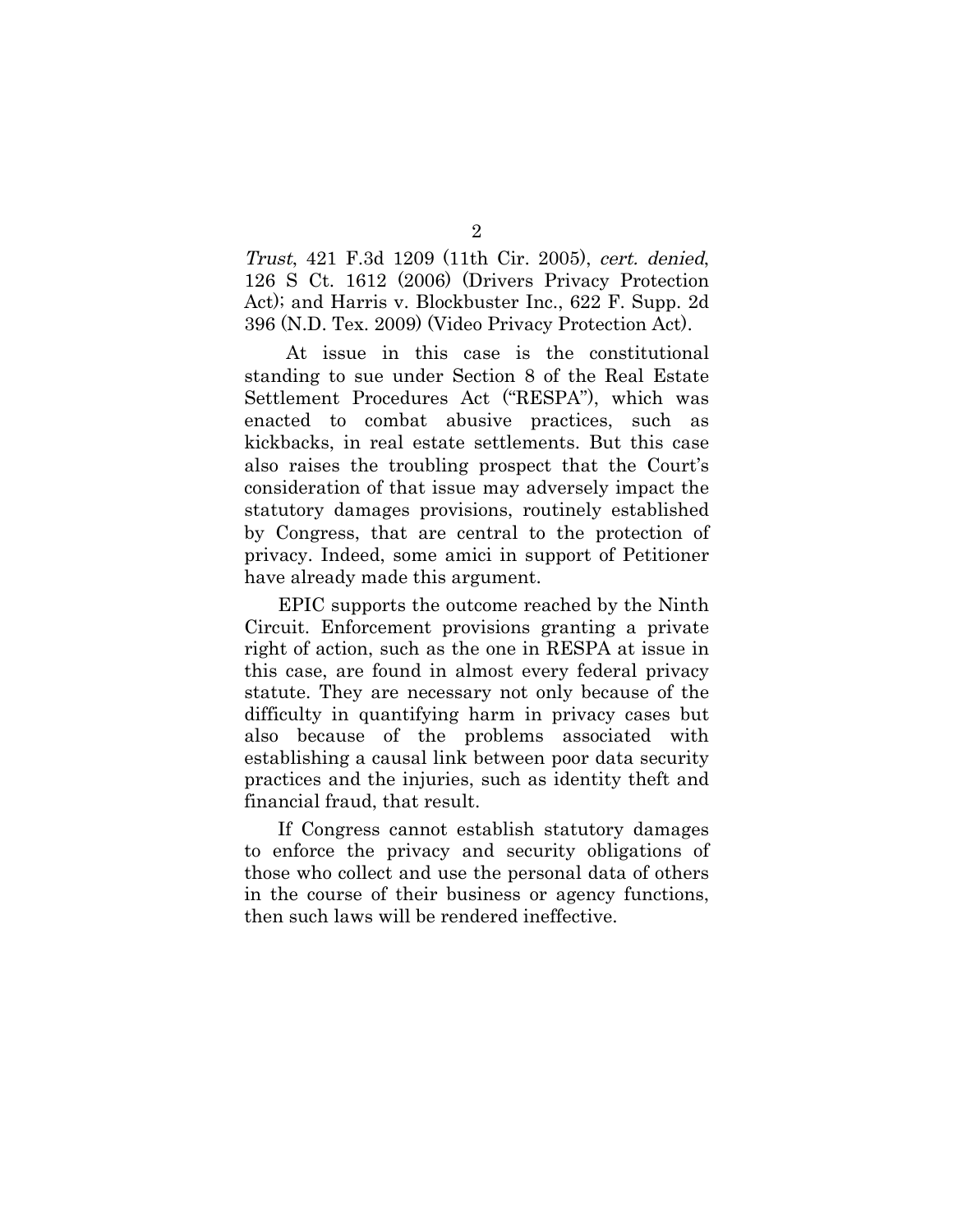*Trust*, 421 F.3d 1209 (11th Cir. 2005), *cert. denied*, 126 S Ct. 1612 (2006) (Drivers Privacy Protection Act); and Harris v. Blockbuster Inc., 622 F. Supp. 2d 396 (N.D. Tex. 2009) (Video Privacy Protection Act).

At issue in this case is the constitutional standing to sue under Section 8 of the Real Estate Settlement Procedures Act ("RESPA"), which was enacted to combat abusive practices, such as kickbacks, in real estate settlements. But this case also raises the troubling prospect that the Court's consideration of that issue may adversely impact the statutory damages provisions, routinely established by Congress, that are central to the protection of privacy. Indeed, some amici in support of Petitioner have already made this argument.

EPIC supports the outcome reached by the Ninth Circuit. Enforcement provisions granting a private right of action, such as the one in RESPA at issue in this case, are found in almost every federal privacy statute. They are necessary not only because of the difficulty in quantifying harm in privacy cases but also because of the problems associated with establishing a causal link between poor data security practices and the injuries, such as identity theft and financial fraud, that result.

If Congress cannot establish statutory damages to enforce the privacy and security obligations of those who collect and use the personal data of others in the course of their business or agency functions, then such laws will be rendered ineffective.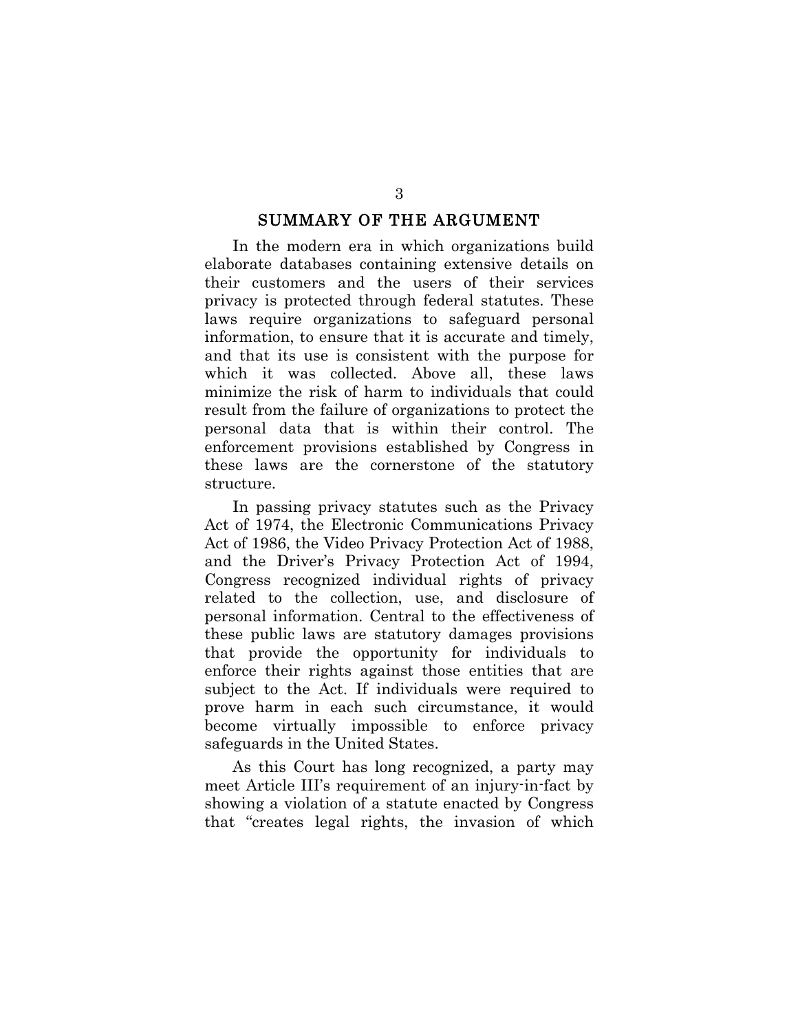## SUMMARY OF THE ARGUMENT

In the modern era in which organizations build elaborate databases containing extensive details on their customers and the users of their services privacy is protected through federal statutes. These laws require organizations to safeguard personal information, to ensure that it is accurate and timely, and that its use is consistent with the purpose for which it was collected. Above all, these laws minimize the risk of harm to individuals that could result from the failure of organizations to protect the personal data that is within their control. The enforcement provisions established by Congress in these laws are the cornerstone of the statutory structure.

In passing privacy statutes such as the Privacy Act of 1974, the Electronic Communications Privacy Act of 1986, the Video Privacy Protection Act of 1988, and the Driver's Privacy Protection Act of 1994, Congress recognized individual rights of privacy related to the collection, use, and disclosure of personal information. Central to the effectiveness of these public laws are statutory damages provisions that provide the opportunity for individuals to enforce their rights against those entities that are subject to the Act. If individuals were required to prove harm in each such circumstance, it would become virtually impossible to enforce privacy safeguards in the United States.

As this Court has long recognized, a party may meet Article III's requirement of an injury-in-fact by showing a violation of a statute enacted by Congress that "creates legal rights, the invasion of which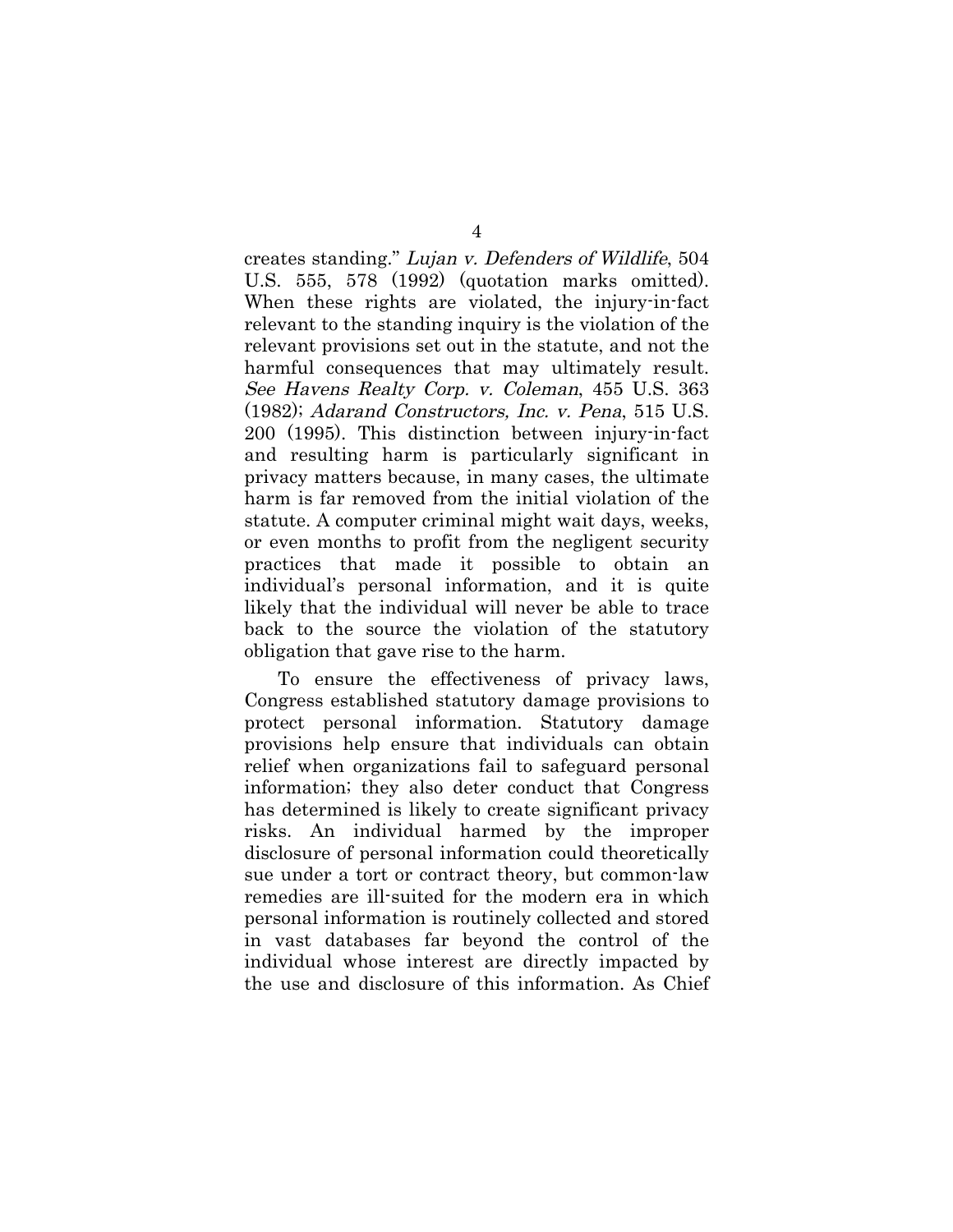creates standing." *Lujan v. Defenders of Wildlife*, 504 U.S. 555, 578 (1992) (quotation marks omitted). When these rights are violated, the injury-in-fact relevant to the standing inquiry is the violation of the relevant provisions set out in the statute, and not the harmful consequences that may ultimately result. *See Havens Realty Corp. v. Coleman*, 455 U.S. 363 (1982); *Adarand Constructors, Inc. v. Pena*, 515 U.S. 200 (1995). This distinction between injury-in-fact and resulting harm is particularly significant in privacy matters because, in many cases, the ultimate harm is far removed from the initial violation of the statute. A computer criminal might wait days, weeks, or even months to profit from the negligent security practices that made it possible to obtain an individual's personal information, and it is quite likely that the individual will never be able to trace back to the source the violation of the statutory obligation that gave rise to the harm.

To ensure the effectiveness of privacy laws, Congress established statutory damage provisions to protect personal information. Statutory damage provisions help ensure that individuals can obtain relief when organizations fail to safeguard personal information; they also deter conduct that Congress has determined is likely to create significant privacy risks. An individual harmed by the improper disclosure of personal information could theoretically sue under a tort or contract theory, but common-law remedies are ill-suited for the modern era in which personal information is routinely collected and stored in vast databases far beyond the control of the individual whose interest are directly impacted by the use and disclosure of this information. As Chief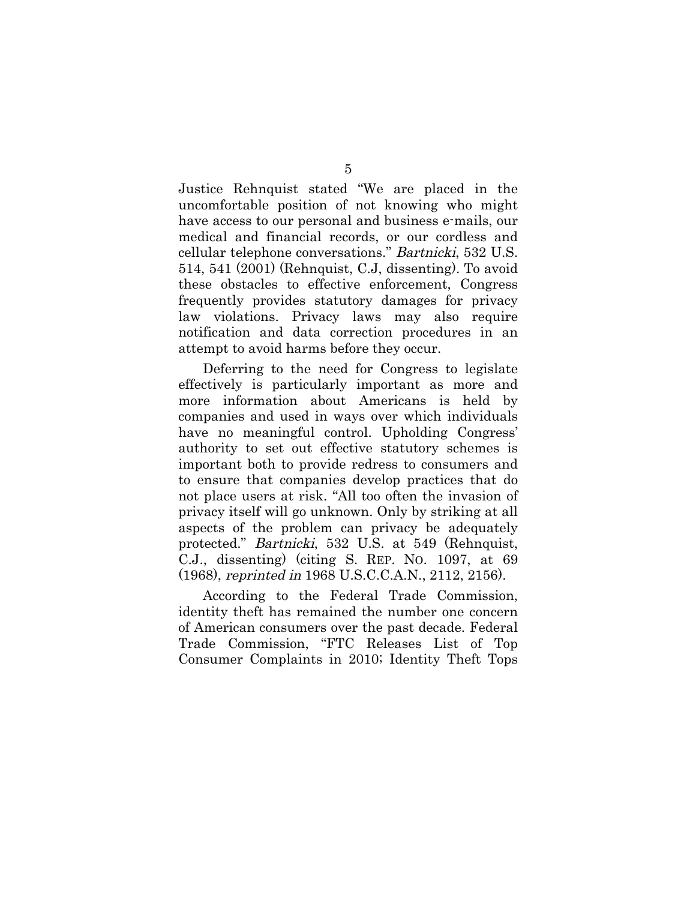Justice Rehnquist stated "We are placed in the uncomfortable position of not knowing who might have access to our personal and business e-mails, our medical and financial records, or our cordless and cellular telephone conversations." *Bartnicki*, 532 U.S. 514, 541 (2001) (Rehnquist, C.J, dissenting). To avoid these obstacles to effective enforcement, Congress frequently provides statutory damages for privacy law violations. Privacy laws may also require notification and data correction procedures in an attempt to avoid harms before they occur.

Deferring to the need for Congress to legislate effectively is particularly important as more and more information about Americans is held by companies and used in ways over which individuals have no meaningful control. Upholding Congress' authority to set out effective statutory schemes is important both to provide redress to consumers and to ensure that companies develop practices that do not place users at risk. "All too often the invasion of privacy itself will go unknown. Only by striking at all aspects of the problem can privacy be adequately protected." *Bartnicki*, 532 U.S. at 549 (Rehnquist, C.J., dissenting) (citing S. REP. NO. 1097, at 69 (1968), *reprinted in* 1968 U.S.C.C.A.N., 2112, 2156).

According to the Federal Trade Commission, identity theft has remained the number one concern of American consumers over the past decade. Federal Trade Commission, "FTC Releases List of Top Consumer Complaints in 2010; Identity Theft Tops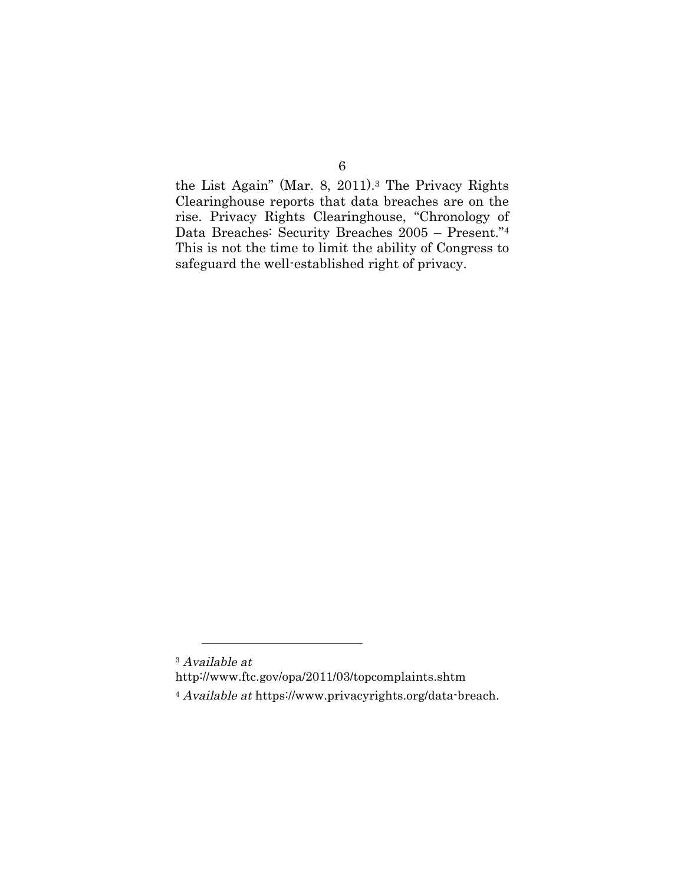the List Again" (Mar. 8, 2011).[3] The Privacy Rights Clearinghouse reports that data breaches are on the rise. Privacy Rights Clearinghouse, "Chronology of Data Breaches: Security Breaches 2005 – Present."[4] This is not the time to limit the ability of Congress to safeguard the well-established right of privacy.

---

[3] *Available at* http://www.ftc.gov/opa/2011/03/topcomplaints.shtm

[4] *Available at* https://www.privacyrights.org/data-breach.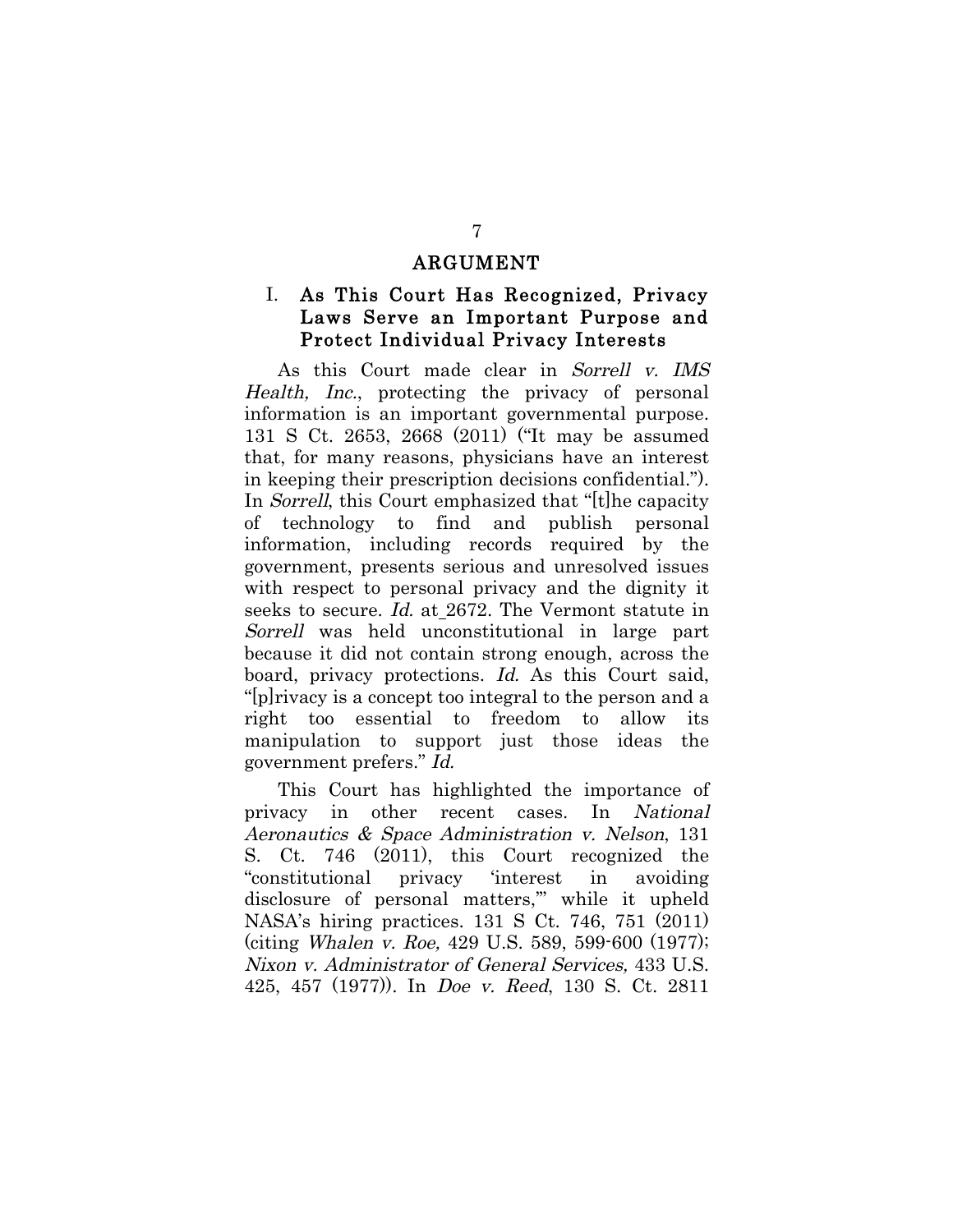## ARGUMENT

### I. As This Court Has Recognized, Privacy Laws Serve an Important Purpose and Protect Individual Privacy Interests

As this Court made clear in *Sorrell v. IMS Health, Inc.*, protecting the privacy of personal information is an important governmental purpose. 131 S Ct. 2653, 2668 (2011) ("It may be assumed that, for many reasons, physicians have an interest in keeping their prescription decisions confidential."). In *Sorrell*, this Court emphasized that "[t]he capacity of technology to find and publish personal information, including records required by the government, presents serious and unresolved issues with respect to personal privacy and the dignity it seeks to secure. *Id.* at 2672. The Vermont statute in *Sorrell* was held unconstitutional in large part because it did not contain strong enough, across the board, privacy protections. *Id.* As this Court said, "[p]rivacy is a concept too integral to the person and a right too essential to freedom to allow its manipulation to support just those ideas the government prefers." *Id.*

This Court has highlighted the importance of privacy in other recent cases. In *National Aeronautics & Space Administration v. Nelson*, 131 S. Ct. 746 (2011), this Court recognized the "constitutional privacy 'interest in avoiding disclosure of personal matters,'" while it upheld NASA's hiring practices. 131 S Ct. 746, 751 (2011) (citing *Whalen v. Roe,* 429 U.S. 589, 599-600 (1977); *Nixon v. Administrator of General Services,* 433 U.S. 425, 457 (1977)). In *Doe v. Reed*, 130 S. Ct. 2811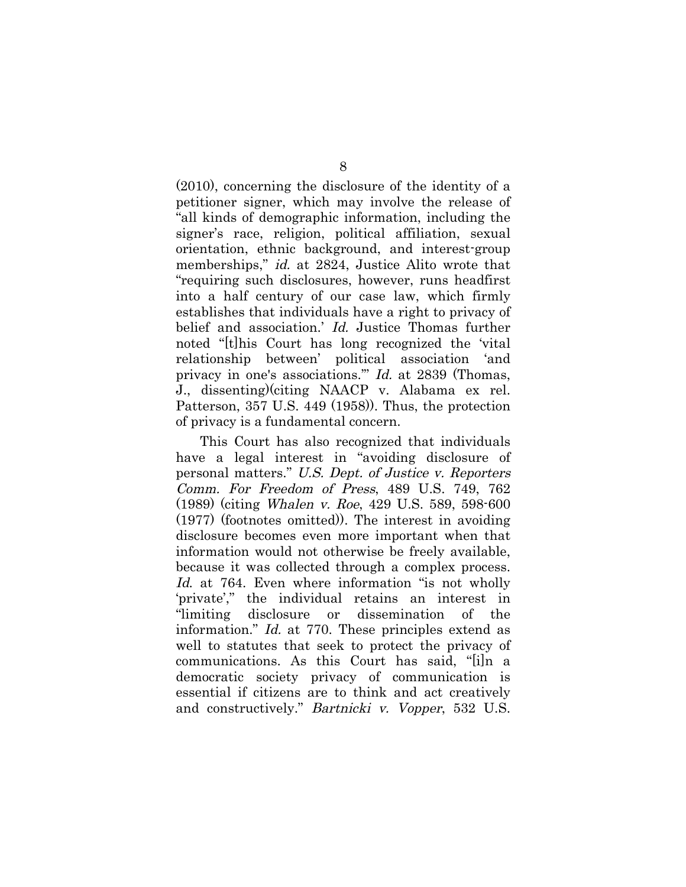(2010), concerning the disclosure of the identity of a petitioner signer, which may involve the release of "all kinds of demographic information, including the signer's race, religion, political affiliation, sexual orientation, ethnic background, and interest-group memberships," *id.* at 2824, Justice Alito wrote that "requiring such disclosures, however, runs headfirst into a half century of our case law, which firmly establishes that individuals have a right to privacy of belief and association.' *Id.* Justice Thomas further noted "[t]his Court has long recognized the 'vital relationship between' political association 'and privacy in one's associations.'" *Id.* at 2839 (Thomas, J., dissenting)(citing NAACP v. Alabama ex rel. Patterson, 357 U.S. 449 (1958)). Thus, the protection of privacy is a fundamental concern.

This Court has also recognized that individuals have a legal interest in "avoiding disclosure of personal matters." *U.S. Dept. of Justice v. Reporters Comm. For Freedom of Press*, 489 U.S. 749, 762 (1989) (citing *Whalen v. Roe*, 429 U.S. 589, 598-600 (1977) (footnotes omitted)). The interest in avoiding disclosure becomes even more important when that information would not otherwise be freely available, because it was collected through a complex process. *Id.* at 764. Even where information "is not wholly 'private'," the individual retains an interest in "limiting disclosure or dissemination of the information." *Id.* at 770. These principles extend as well to statutes that seek to protect the privacy of communications. As this Court has said, "[i]n a democratic society privacy of communication is essential if citizens are to think and act creatively and constructively." *Bartnicki v. Vopper*, 532 U.S.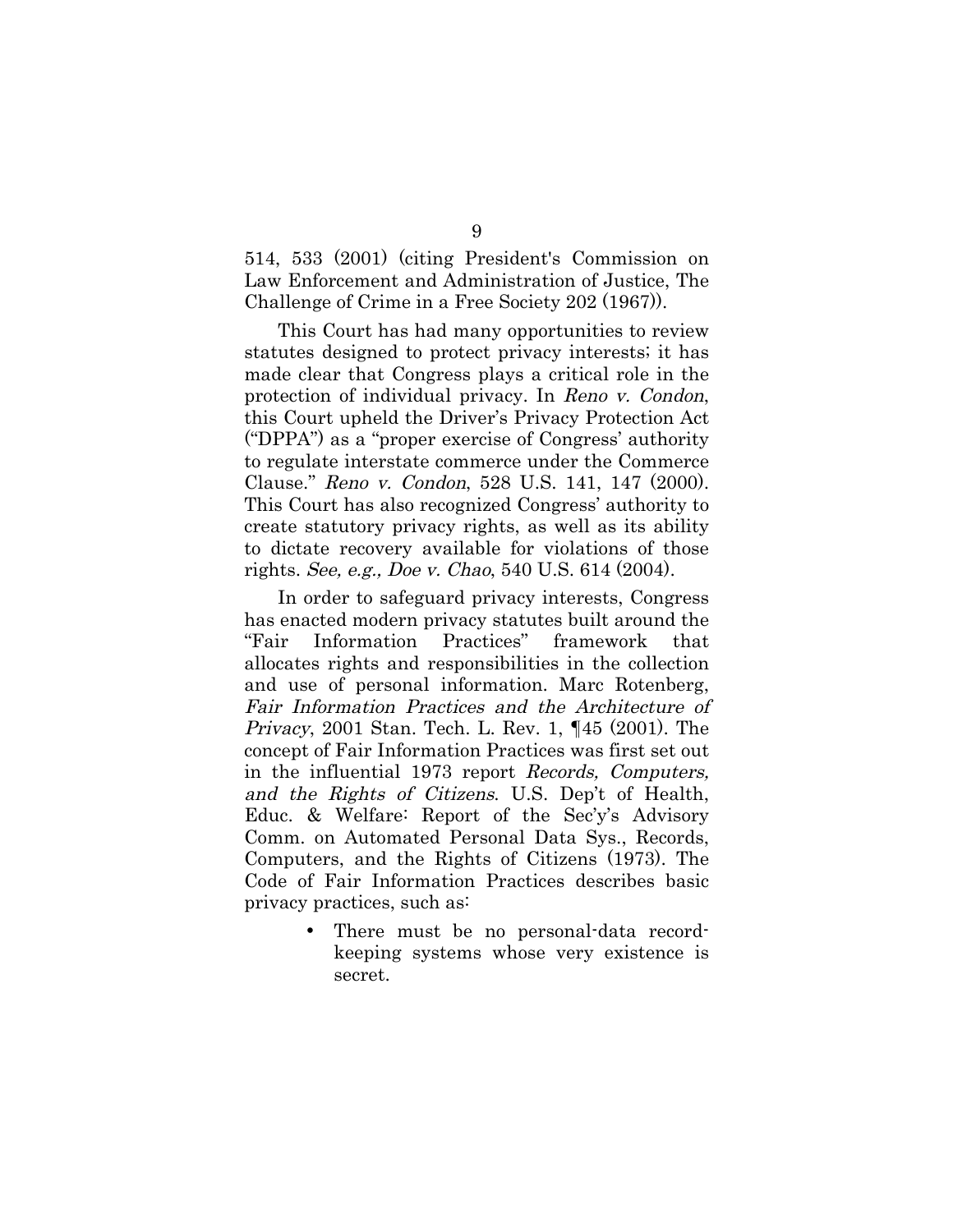514, 533 (2001) (citing President's Commission on Law Enforcement and Administration of Justice, The Challenge of Crime in a Free Society 202 (1967)).

This Court has had many opportunities to review statutes designed to protect privacy interests; it has made clear that Congress plays a critical role in the protection of individual privacy. In *Reno v. Condon*, this Court upheld the Driver's Privacy Protection Act ("DPPA") as a "proper exercise of Congress' authority to regulate interstate commerce under the Commerce Clause." *Reno v. Condon*, 528 U.S. 141, 147 (2000). This Court has also recognized Congress' authority to create statutory privacy rights, as well as its ability to dictate recovery available for violations of those rights. *See, e.g., Doe v. Chao*, 540 U.S. 614 (2004).

In order to safeguard privacy interests, Congress has enacted modern privacy statutes built around the "Fair Information Practices" framework that allocates rights and responsibilities in the collection and use of personal information. Marc Rotenberg, *Fair Information Practices and the Architecture of Privacy*, 2001 Stan. Tech. L. Rev. 1, ¶45 (2001). The concept of Fair Information Practices was first set out in the influential 1973 report *Records, Computers, and the Rights of Citizens*. U.S. Dep't of Health, Educ. & Welfare: Report of the Sec'y's Advisory Comm. on Automated Personal Data Sys., Records, Computers, and the Rights of Citizens (1973). The Code of Fair Information Practices describes basic privacy practices, such as:

- There must be no personal-data record-keeping systems whose very existence is secret.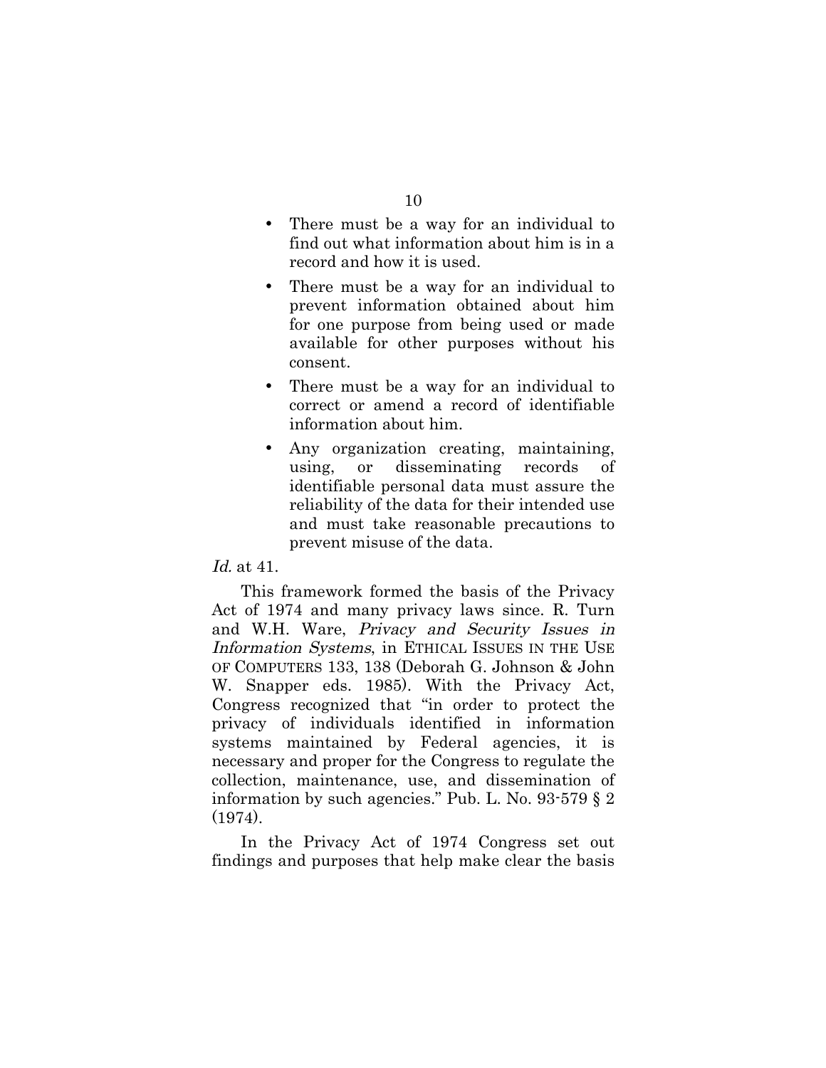- There must be a way for an individual to find out what information about him is in a record and how it is used.
- There must be a way for an individual to prevent information obtained about him for one purpose from being used or made available for other purposes without his consent.
- There must be a way for an individual to correct or amend a record of identifiable information about him.
- Any organization creating, maintaining, using, or disseminating records of identifiable personal data must assure the reliability of the data for their intended use and must take reasonable precautions to prevent misuse of the data.

*Id.* at 41.

This framework formed the basis of the Privacy Act of 1974 and many privacy laws since. R. Turn and W.H. Ware, *Privacy and Security Issues in Information Systems*, in ETHICAL ISSUES IN THE USE OF COMPUTERS 133, 138 (Deborah G. Johnson & John W. Snapper eds. 1985). With the Privacy Act, Congress recognized that "in order to protect the privacy of individuals identified in information systems maintained by Federal agencies, it is necessary and proper for the Congress to regulate the collection, maintenance, use, and dissemination of information by such agencies." Pub. L. No. 93-579 § 2 (1974).

In the Privacy Act of 1974 Congress set out findings and purposes that help make clear the basis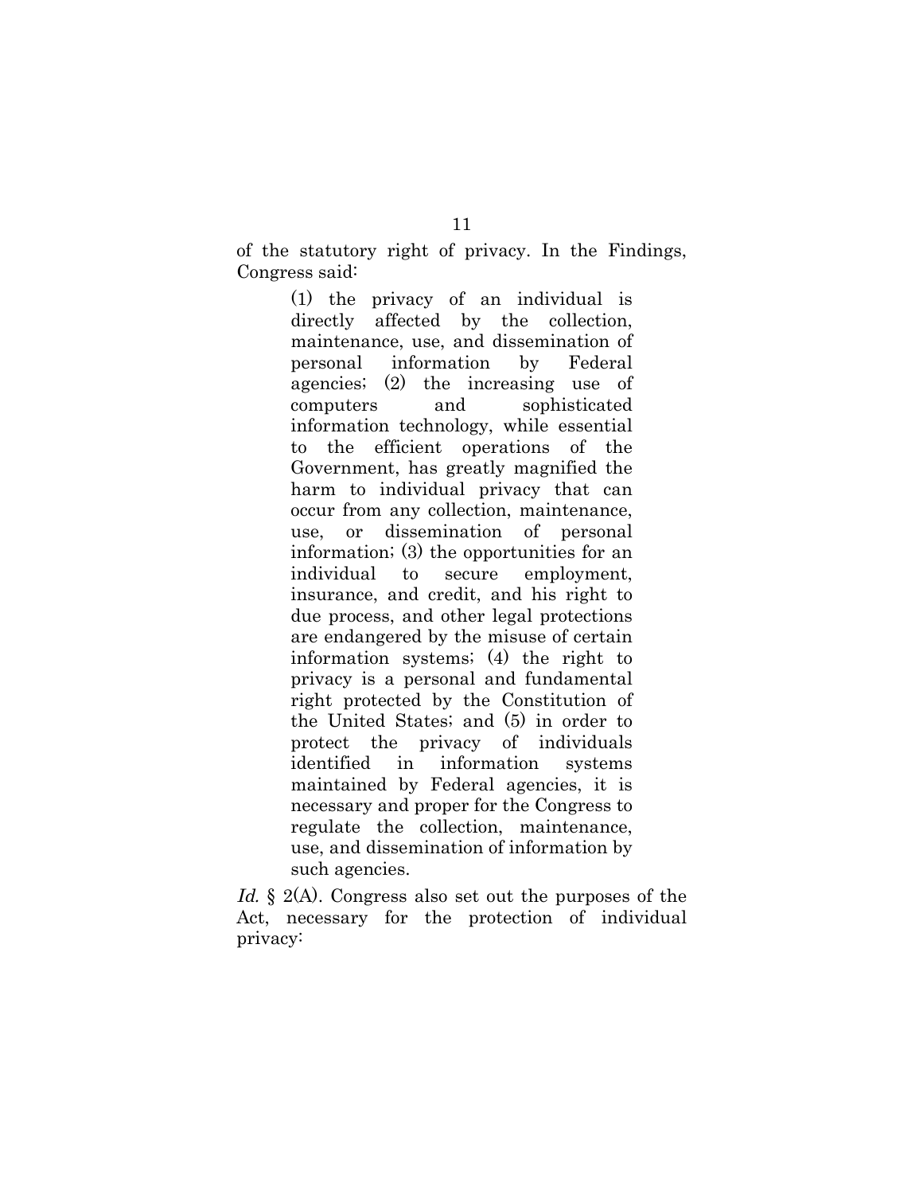of the statutory right of privacy. In the Findings, Congress said:

> (1) the privacy of an individual is directly affected by the collection, maintenance, use, and dissemination of personal information by Federal agencies; (2) the increasing use of computers and sophisticated information technology, while essential to the efficient operations of the Government, has greatly magnified the harm to individual privacy that can occur from any collection, maintenance, use, or dissemination of personal information; (3) the opportunities for an individual to secure employment, insurance, and credit, and his right to due process, and other legal protections are endangered by the misuse of certain information systems; (4) the right to privacy is a personal and fundamental right protected by the Constitution of the United States; and (5) in order to protect the privacy of individuals identified in information systems maintained by Federal agencies, it is necessary and proper for the Congress to regulate the collection, maintenance, use, and dissemination of information by such agencies.

*Id.* § 2(A). Congress also set out the purposes of the Act, necessary for the protection of individual privacy: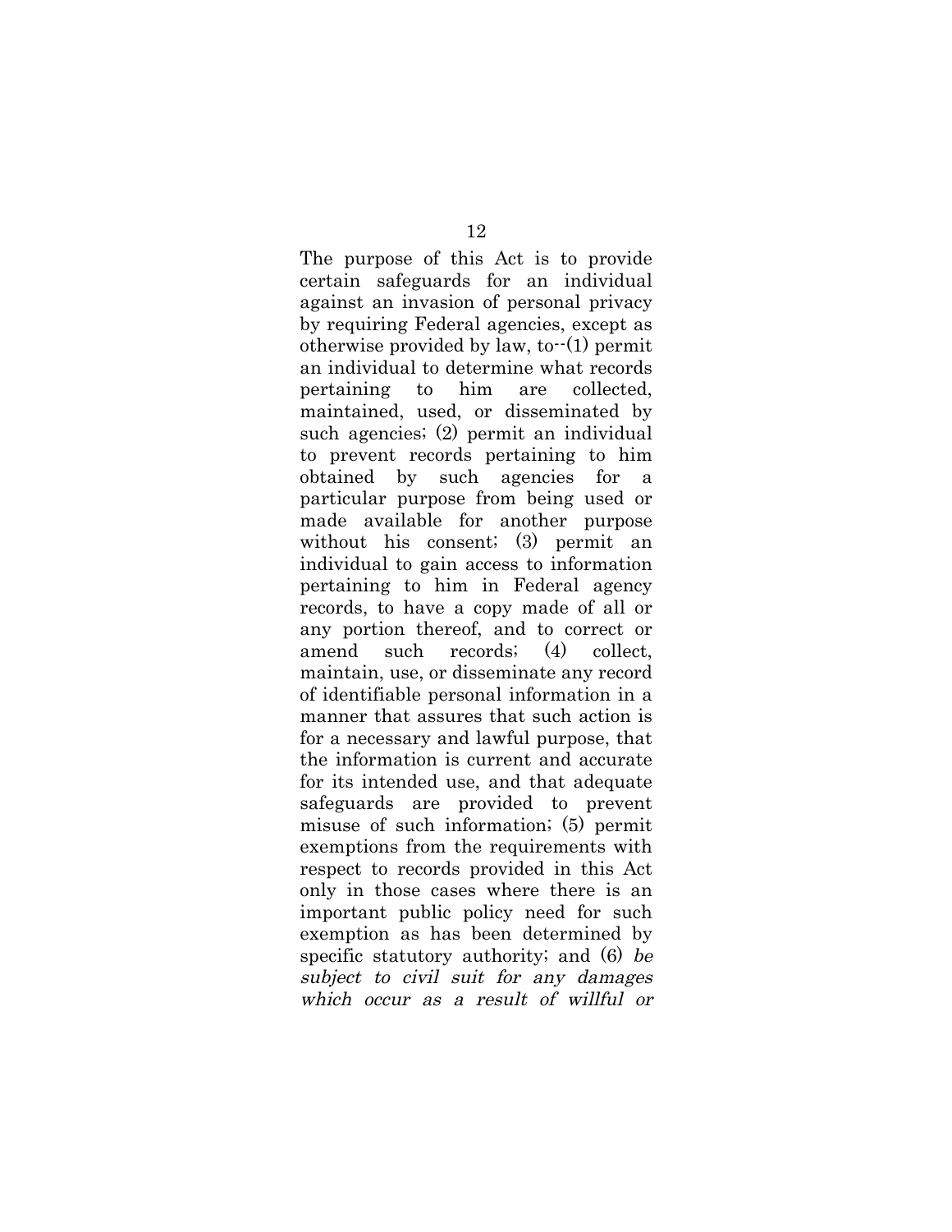The purpose of this Act is to provide certain safeguards for an individual against an invasion of personal privacy by requiring Federal agencies, except as otherwise provided by law, to--(1) permit an individual to determine what records pertaining to him are collected, maintained, used, or disseminated by such agencies; (2) permit an individual to prevent records pertaining to him obtained by such agencies for a particular purpose from being used or made available for another purpose without his consent; (3) permit an individual to gain access to information pertaining to him in Federal agency records, to have a copy made of all or any portion thereof, and to correct or amend such records; (4) collect, maintain, use, or disseminate any record of identifiable personal information in a manner that assures that such action is for a necessary and lawful purpose, that the information is current and accurate for its intended use, and that adequate safeguards are provided to prevent misuse of such information; (5) permit exemptions from the requirements with respect to records provided in this Act only in those cases where there is an important public policy need for such exemption as has been determined by specific statutory authority; and (6) *be subject to civil suit for any damages which occur as a result of willful or*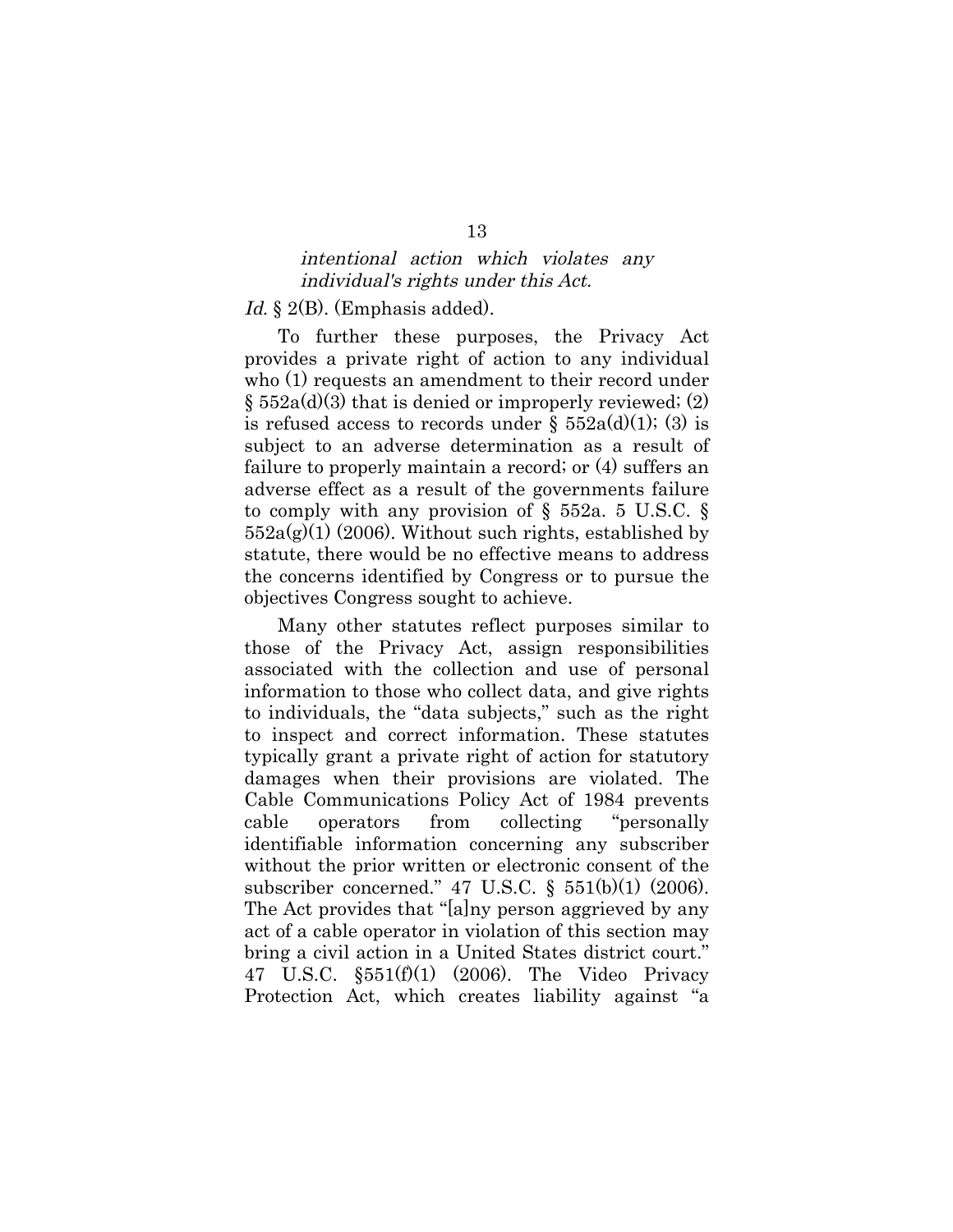> *intentional action which violates any individual's rights under this Act.*

*Id.* § 2(B). (Emphasis added).

To further these purposes, the Privacy Act provides a private right of action to any individual who (1) requests an amendment to their record under § 552a(d)(3) that is denied or improperly reviewed; (2) is refused access to records under § 552a(d)(1); (3) is subject to an adverse determination as a result of failure to properly maintain a record; or (4) suffers an adverse effect as a result of the governments failure to comply with any provision of § 552a. 5 U.S.C. § 552a(g)(1) (2006). Without such rights, established by statute, there would be no effective means to address the concerns identified by Congress or to pursue the objectives Congress sought to achieve.

Many other statutes reflect purposes similar to those of the Privacy Act, assign responsibilities associated with the collection and use of personal information to those who collect data, and give rights to individuals, the "data subjects," such as the right to inspect and correct information. These statutes typically grant a private right of action for statutory damages when their provisions are violated. The Cable Communications Policy Act of 1984 prevents cable operators from collecting "personally identifiable information concerning any subscriber without the prior written or electronic consent of the subscriber concerned." 47 U.S.C. § 551(b)(1) (2006). The Act provides that "[a]ny person aggrieved by any act of a cable operator in violation of this section may bring a civil action in a United States district court." 47 U.S.C. §551(f)(1) (2006). The Video Privacy Protection Act, which creates liability against "a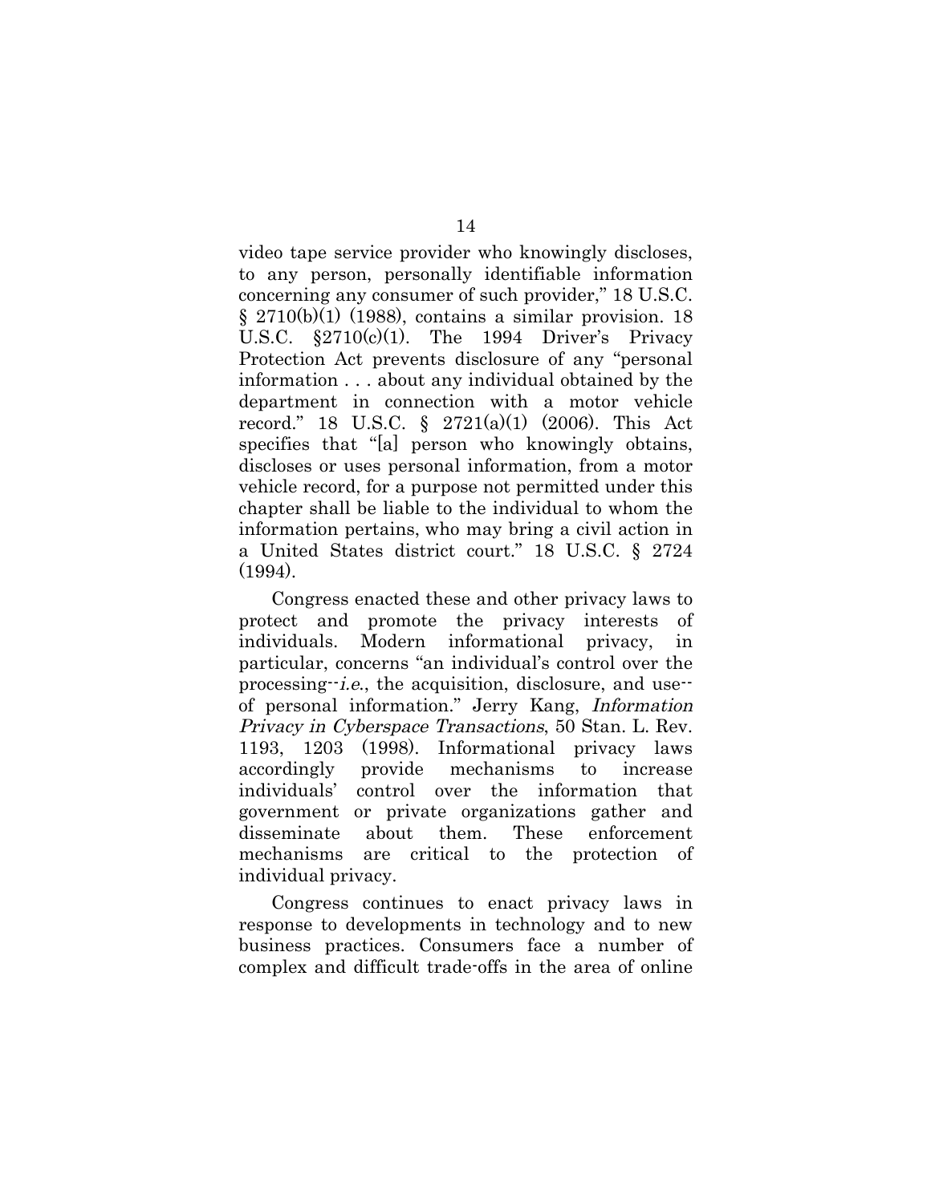video tape service provider who knowingly discloses, to any person, personally identifiable information concerning any consumer of such provider," 18 U.S.C. § 2710(b)(1) (1988), contains a similar provision. 18 U.S.C. §2710(c)(1). The 1994 Driver's Privacy Protection Act prevents disclosure of any "personal information . . . about any individual obtained by the department in connection with a motor vehicle record." 18 U.S.C. § 2721(a)(1) (2006). This Act specifies that "[a] person who knowingly obtains, discloses or uses personal information, from a motor vehicle record, for a purpose not permitted under this chapter shall be liable to the individual to whom the information pertains, who may bring a civil action in a United States district court." 18 U.S.C. § 2724 (1994).

Congress enacted these and other privacy laws to protect and promote the privacy interests of individuals. Modern informational privacy, in particular, concerns "an individual's control over the processing--*i.e.*, the acquisition, disclosure, and use--of personal information." Jerry Kang, *Information Privacy in Cyberspace Transactions*, 50 Stan. L. Rev. 1193, 1203 (1998). Informational privacy laws accordingly provide mechanisms to increase individuals' control over the information that government or private organizations gather and disseminate about them. These enforcement mechanisms are critical to the protection of individual privacy.

Congress continues to enact privacy laws in response to developments in technology and to new business practices. Consumers face a number of complex and difficult trade-offs in the area of online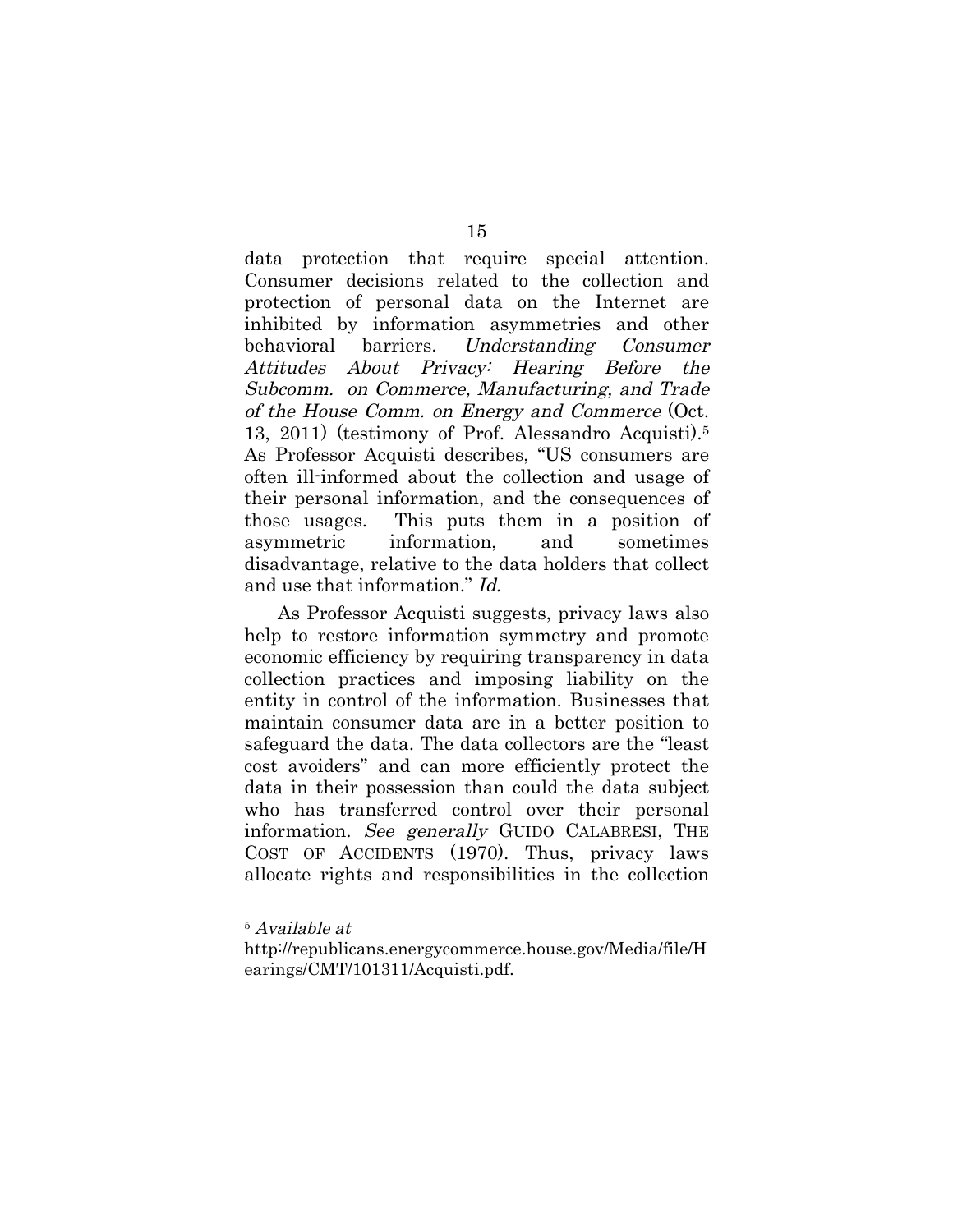data protection that require special attention. Consumer decisions related to the collection and protection of personal data on the Internet are inhibited by information asymmetries and other behavioral barriers. *Understanding Consumer Attitudes About Privacy: Hearing Before the Subcomm. on Commerce, Manufacturing, and Trade of the House Comm. on Energy and Commerce* (Oct. 13, 2011) (testimony of Prof. Alessandro Acquisti).[5] As Professor Acquisti describes, "US consumers are often ill-informed about the collection and usage of their personal information, and the consequences of those usages. This puts them in a position of asymmetric information, and sometimes disadvantage, relative to the data holders that collect and use that information." *Id.*

As Professor Acquisti suggests, privacy laws also help to restore information symmetry and promote economic efficiency by requiring transparency in data collection practices and imposing liability on the entity in control of the information. Businesses that maintain consumer data are in a better position to safeguard the data. The data collectors are the "least cost avoiders" and can more efficiently protect the data in their possession than could the data subject who has transferred control over their personal information. *See generally* GUIDO CALABRESI, THE COST OF ACCIDENTS (1970). Thus, privacy laws allocate rights and responsibilities in the collection

---

[5] *Available at* http://republicans.energycommerce.house.gov/Media/file/Hearings/CMT/101311/Acquisti.pdf.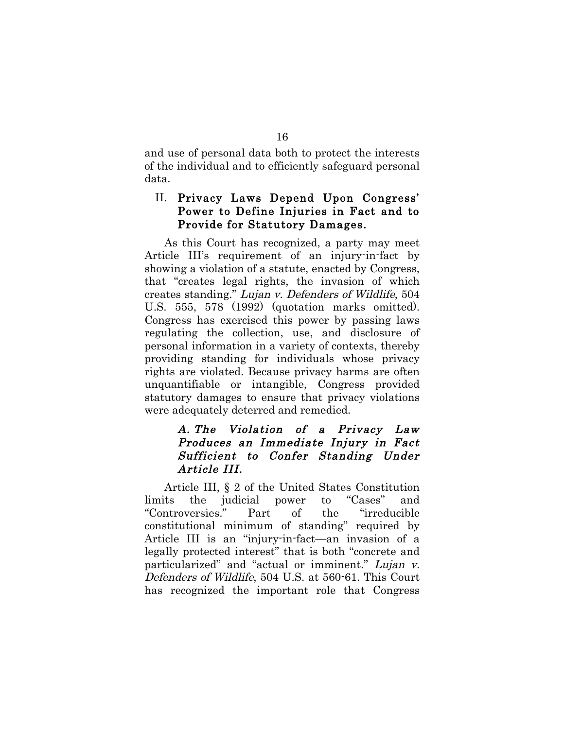and use of personal data both to protect the interests of the individual and to efficiently safeguard personal data.

## II. Privacy Laws Depend Upon Congress' Power to Define Injuries in Fact and to Provide for Statutory Damages.

As this Court has recognized, a party may meet Article III's requirement of an injury-in-fact by showing a violation of a statute, enacted by Congress, that "creates legal rights, the invasion of which creates standing." *Lujan v. Defenders of Wildlife*, 504 U.S. 555, 578 (1992) (quotation marks omitted). Congress has exercised this power by passing laws regulating the collection, use, and disclosure of personal information in a variety of contexts, thereby providing standing for individuals whose privacy rights are violated. Because privacy harms are often unquantifiable or intangible, Congress provided statutory damages to ensure that privacy violations were adequately deterred and remedied.

### *A. The Violation of a Privacy Law Produces an Immediate Injury in Fact Sufficient to Confer Standing Under Article III.*

Article III, § 2 of the United States Constitution limits the judicial power to "Cases" and "Controversies." Part of the "irreducible constitutional minimum of standing" required by Article III is an "injury-in-fact—an invasion of a legally protected interest" that is both "concrete and particularized" and "actual or imminent." *Lujan v. Defenders of Wildlife*, 504 U.S. at 560-61. This Court has recognized the important role that Congress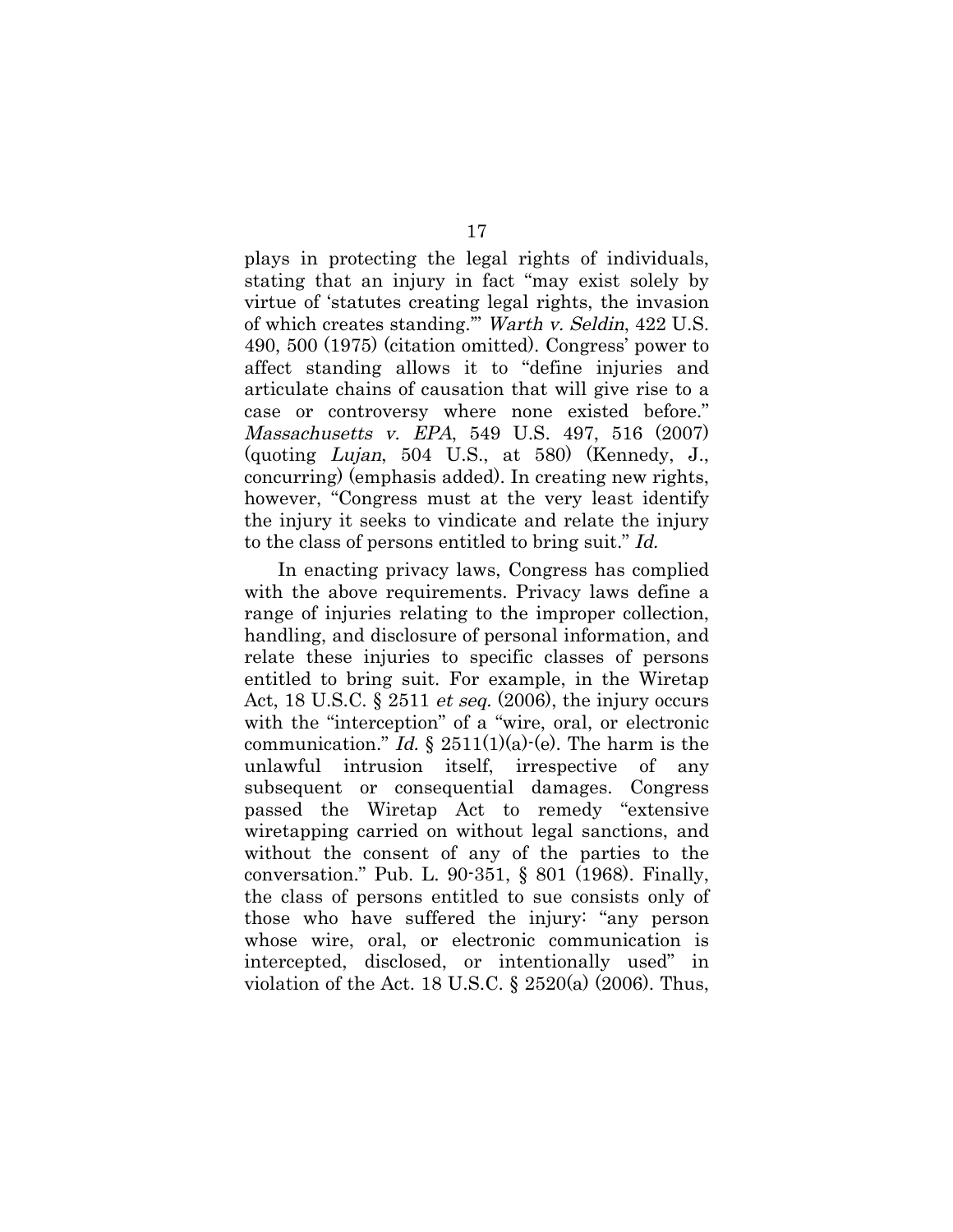plays in protecting the legal rights of individuals, stating that an injury in fact "may exist solely by virtue of 'statutes creating legal rights, the invasion of which creates standing.'" *Warth v. Seldin*, 422 U.S. 490, 500 (1975) (citation omitted). Congress' power to affect standing allows it to "define injuries and articulate chains of causation that will give rise to a case or controversy where none existed before." *Massachusetts v. EPA*, 549 U.S. 497, 516 (2007) (quoting *Lujan*, 504 U.S., at 580) (Kennedy, J., concurring) (emphasis added). In creating new rights, however, "Congress must at the very least identify the injury it seeks to vindicate and relate the injury to the class of persons entitled to bring suit." *Id.*

In enacting privacy laws, Congress has complied with the above requirements. Privacy laws define a range of injuries relating to the improper collection, handling, and disclosure of personal information, and relate these injuries to specific classes of persons entitled to bring suit. For example, in the Wiretap Act, 18 U.S.C. § 2511 *et seq.* (2006), the injury occurs with the "interception" of a "wire, oral, or electronic communication." *Id.* § 2511(1)(a)-(e). The harm is the unlawful intrusion itself, irrespective of any subsequent or consequential damages. Congress passed the Wiretap Act to remedy "extensive wiretapping carried on without legal sanctions, and without the consent of any of the parties to the conversation." Pub. L. 90-351, § 801 (1968). Finally, the class of persons entitled to sue consists only of those who have suffered the injury: "any person whose wire, oral, or electronic communication is intercepted, disclosed, or intentionally used" in violation of the Act. 18 U.S.C. § 2520(a) (2006). Thus,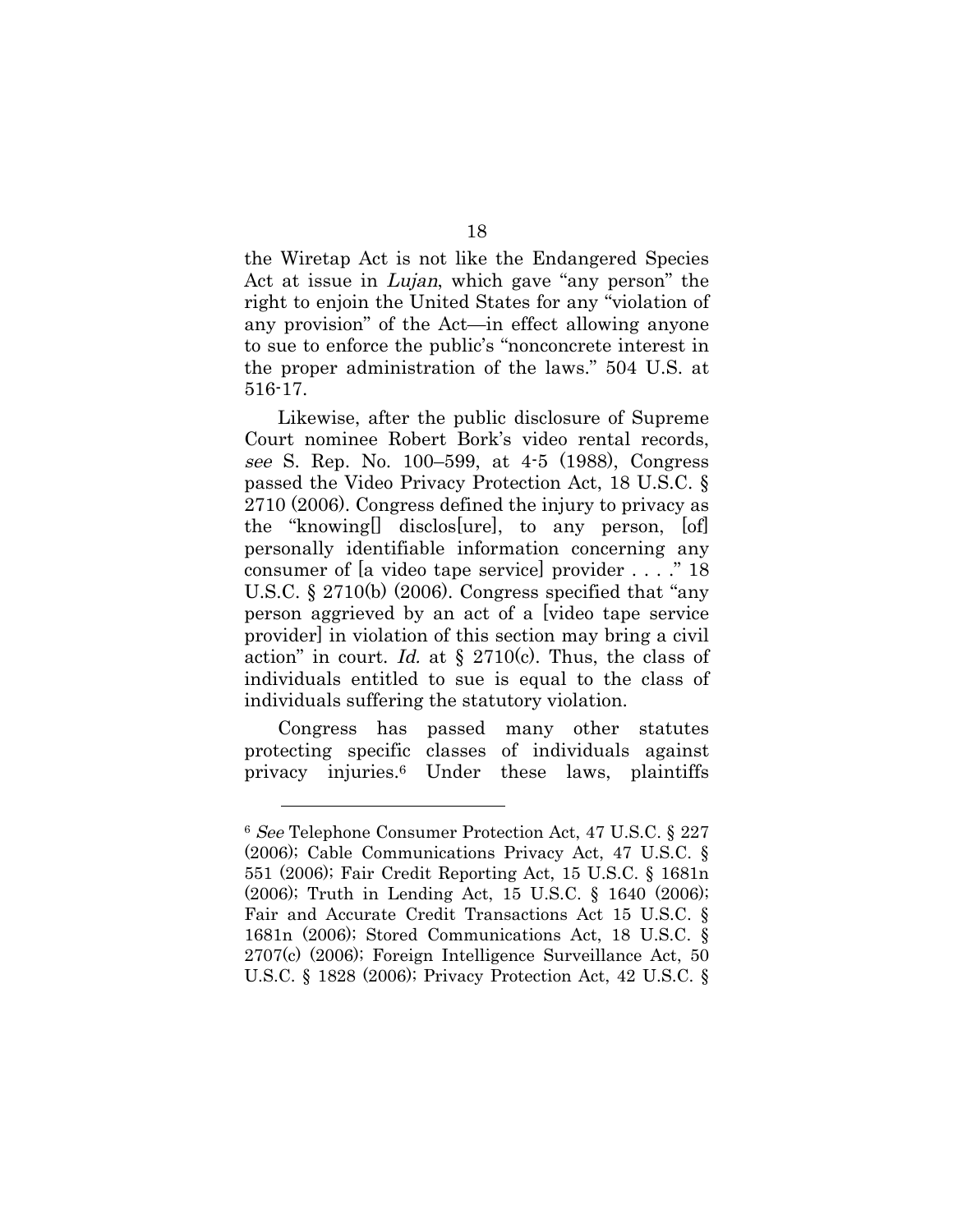the Wiretap Act is not like the Endangered Species Act at issue in *Lujan*, which gave "any person" the right to enjoin the United States for any "violation of any provision" of the Act—in effect allowing anyone to sue to enforce the public's "nonconcrete interest in the proper administration of the laws." 504 U.S. at 516-17.

Likewise, after the public disclosure of Supreme Court nominee Robert Bork's video rental records, *see* S. Rep. No. 100–599, at 4-5 (1988), Congress passed the Video Privacy Protection Act, 18 U.S.C. § 2710 (2006). Congress defined the injury to privacy as the "knowing[] disclos[ure], to any person, [of] personally identifiable information concerning any consumer of [a video tape service] provider . . . ." 18 U.S.C. § 2710(b) (2006). Congress specified that "any person aggrieved by an act of a [video tape service provider] in violation of this section may bring a civil action" in court. *Id.* at § 2710(c). Thus, the class of individuals entitled to sue is equal to the class of individuals suffering the statutory violation.

Congress has passed many other statutes protecting specific classes of individuals against privacy injuries.[6] Under these laws, plaintiffs

---

[6] *See* Telephone Consumer Protection Act, 47 U.S.C. § 227 (2006); Cable Communications Privacy Act, 47 U.S.C. § 551 (2006); Fair Credit Reporting Act, 15 U.S.C. § 1681n (2006); Truth in Lending Act, 15 U.S.C. § 1640 (2006); Fair and Accurate Credit Transactions Act 15 U.S.C. § 1681n (2006); Stored Communications Act, 18 U.S.C. § 2707(c) (2006); Foreign Intelligence Surveillance Act, 50 U.S.C. § 1828 (2006); Privacy Protection Act, 42 U.S.C. §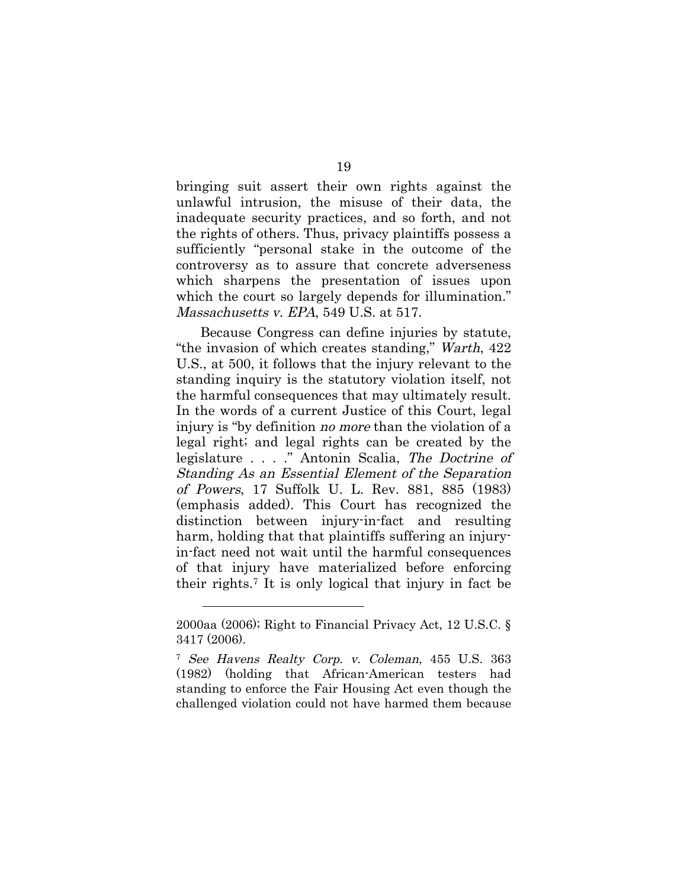bringing suit assert their own rights against the unlawful intrusion, the misuse of their data, the inadequate security practices, and so forth, and not the rights of others. Thus, privacy plaintiffs possess a sufficiently "personal stake in the outcome of the controversy as to assure that concrete adverseness which sharpens the presentation of issues upon which the court so largely depends for illumination." *Massachusetts v. EPA*, 549 U.S. at 517.

Because Congress can define injuries by statute, "the invasion of which creates standing," *Warth*, 422 U.S., at 500, it follows that the injury relevant to the standing inquiry is the statutory violation itself, not the harmful consequences that may ultimately result. In the words of a current Justice of this Court, legal injury is "by definition *no more* than the violation of a legal right; and legal rights can be created by the legislature . . . ." Antonin Scalia, *The Doctrine of Standing As an Essential Element of the Separation of Powers*, 17 Suffolk U. L. Rev. 881, 885 (1983) (emphasis added). This Court has recognized the distinction between injury-in-fact and resulting harm, holding that that plaintiffs suffering an injury-in-fact need not wait until the harmful consequences of that injury have materialized before enforcing their rights.[7] It is only logical that injury in fact be

---

2000aa (2006); Right to Financial Privacy Act, 12 U.S.C. § 3417 (2006).

[7] *See Havens Realty Corp. v. Coleman*, 455 U.S. 363 (1982) (holding that African-American testers had standing to enforce the Fair Housing Act even though the challenged violation could not have harmed them because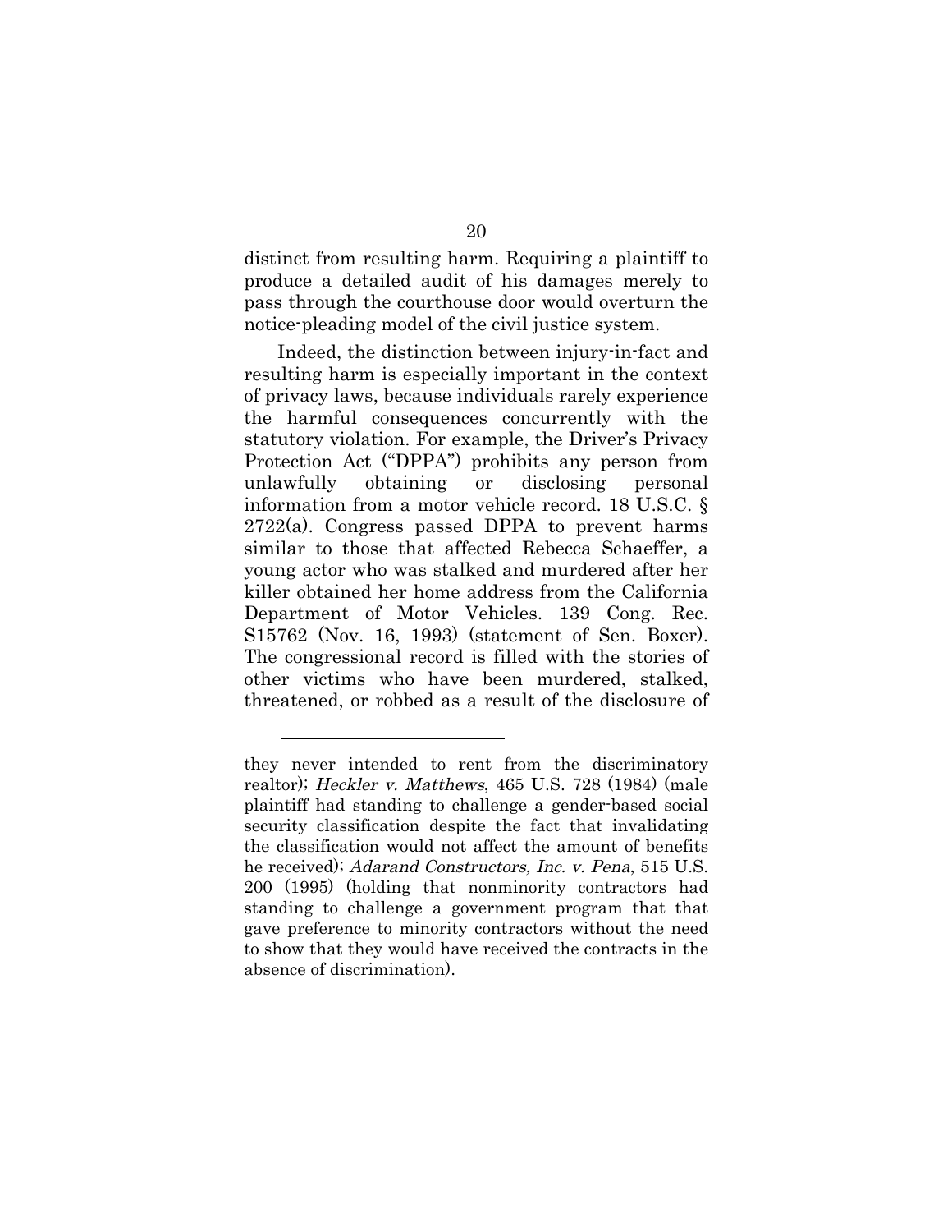distinct from resulting harm. Requiring a plaintiff to produce a detailed audit of his damages merely to pass through the courthouse door would overturn the notice-pleading model of the civil justice system.

Indeed, the distinction between injury-in-fact and resulting harm is especially important in the context of privacy laws, because individuals rarely experience the harmful consequences concurrently with the statutory violation. For example, the Driver's Privacy Protection Act ("DPPA") prohibits any person from unlawfully obtaining or disclosing personal information from a motor vehicle record. 18 U.S.C. § 2722(a). Congress passed DPPA to prevent harms similar to those that affected Rebecca Schaeffer, a young actor who was stalked and murdered after her killer obtained her home address from the California Department of Motor Vehicles. 139 Cong. Rec. S15762 (Nov. 16, 1993) (statement of Sen. Boxer). The congressional record is filled with the stories of other victims who have been murdered, stalked, threatened, or robbed as a result of the disclosure of

---

they never intended to rent from the discriminatory realtor); *Heckler v. Matthews*, 465 U.S. 728 (1984) (male plaintiff had standing to challenge a gender-based social security classification despite the fact that invalidating the classification would not affect the amount of benefits he received); *Adarand Constructors, Inc. v. Pena*, 515 U.S. 200 (1995) (holding that nonminority contractors had standing to challenge a government program that that gave preference to minority contractors without the need to show that they would have received the contracts in the absence of discrimination).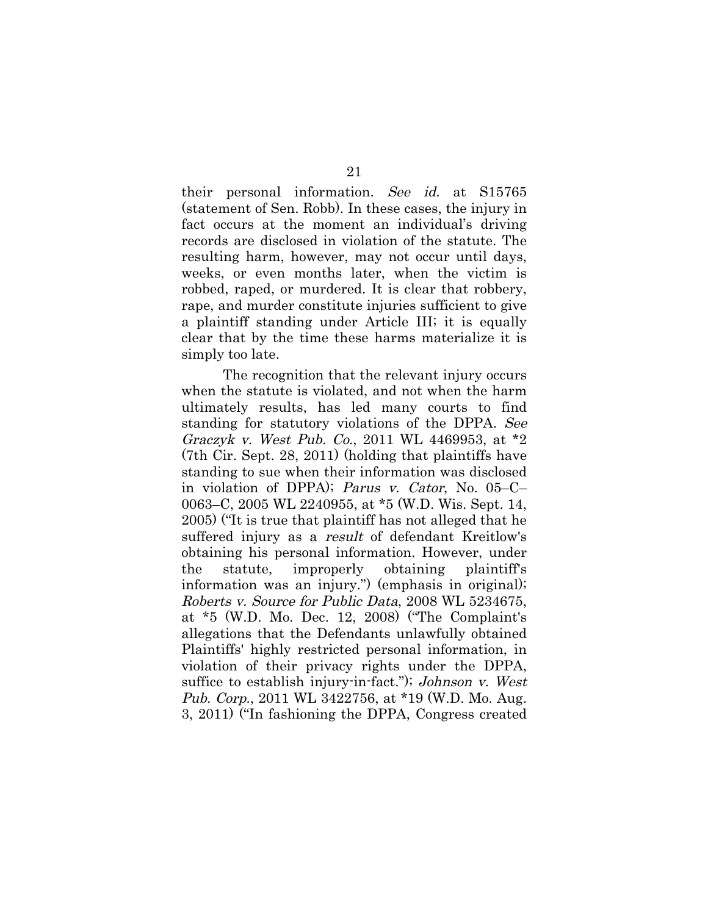their personal information. *See id.* at S15765 (statement of Sen. Robb). In these cases, the injury in fact occurs at the moment an individual's driving records are disclosed in violation of the statute. The resulting harm, however, may not occur until days, weeks, or even months later, when the victim is robbed, raped, or murdered. It is clear that robbery, rape, and murder constitute injuries sufficient to give a plaintiff standing under Article III; it is equally clear that by the time these harms materialize it is simply too late.

The recognition that the relevant injury occurs when the statute is violated, and not when the harm ultimately results, has led many courts to find standing for statutory violations of the DPPA. *See Graczyk v. West Pub. Co.*, 2011 WL 4469953, at *2 (7th Cir. Sept. 28, 2011) (holding that plaintiffs have standing to sue when their information was disclosed in violation of DPPA); *Parus v. Cator*, No. 05–C–0063–C, 2005 WL 2240955, at *5 (W.D. Wis. Sept. 14, 2005) ("It is true that plaintiff has not alleged that he suffered injury as a *result* of defendant Kreitlow's obtaining his personal information. However, under the statute, improperly obtaining plaintiff's information was an injury.") (emphasis in original); *Roberts v. Source for Public Data*, 2008 WL 5234675, at *5 (W.D. Mo. Dec. 12, 2008) ("The Complaint's allegations that the Defendants unlawfully obtained Plaintiffs' highly restricted personal information, in violation of their privacy rights under the DPPA, suffice to establish injury-in-fact."); *Johnson v. West Pub. Corp.*, 2011 WL 3422756, at *19 (W.D. Mo. Aug. 3, 2011) ("In fashioning the DPPA, Congress created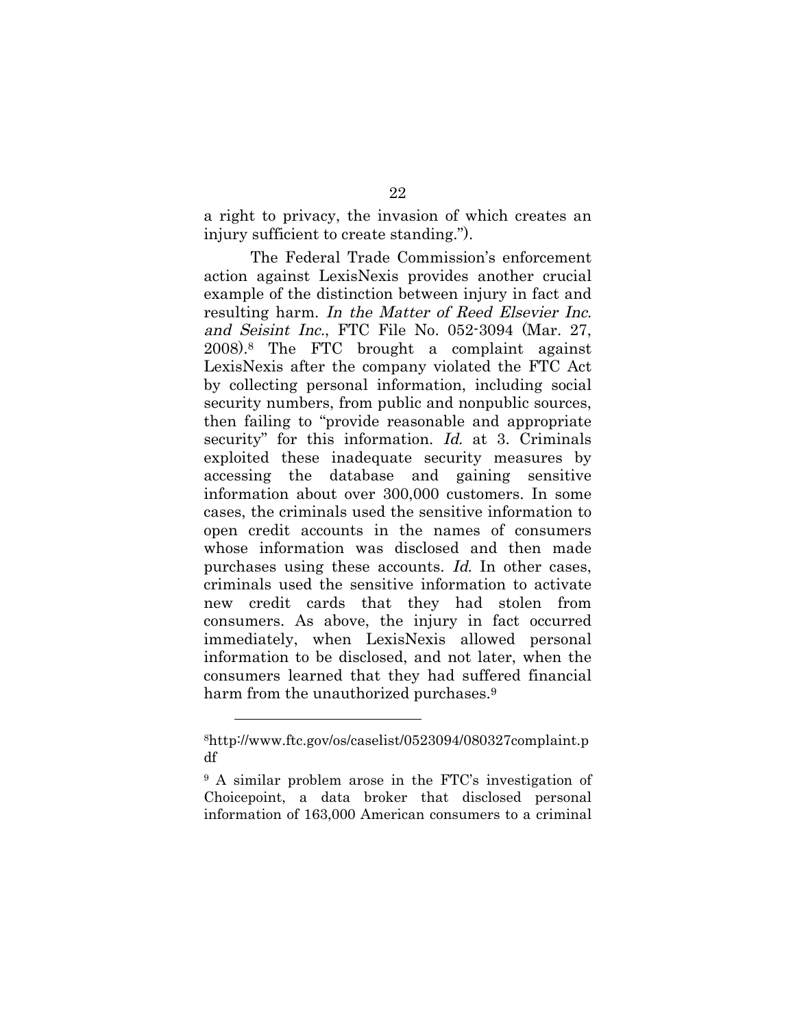a right to privacy, the invasion of which creates an injury sufficient to create standing.").

The Federal Trade Commission's enforcement action against LexisNexis provides another crucial example of the distinction between injury in fact and resulting harm. *In the Matter of Reed Elsevier Inc. and Seisint Inc.*, FTC File No. 052-3094 (Mar. 27, 2008).[8] The FTC brought a complaint against LexisNexis after the company violated the FTC Act by collecting personal information, including social security numbers, from public and nonpublic sources, then failing to "provide reasonable and appropriate security" for this information. *Id.* at 3. Criminals exploited these inadequate security measures by accessing the database and gaining sensitive information about over 300,000 customers. In some cases, the criminals used the sensitive information to open credit accounts in the names of consumers whose information was disclosed and then made purchases using these accounts. *Id.* In other cases, criminals used the sensitive information to activate new credit cards that they had stolen from consumers. As above, the injury in fact occurred immediately, when LexisNexis allowed personal information to be disclosed, and not later, when the consumers learned that they had suffered financial harm from the unauthorized purchases.[9]

---

[8] http://www.ftc.gov/os/caselist/0523094/080327complaint.pdf

[9] A similar problem arose in the FTC's investigation of Choicepoint, a data broker that disclosed personal information of 163,000 American consumers to a criminal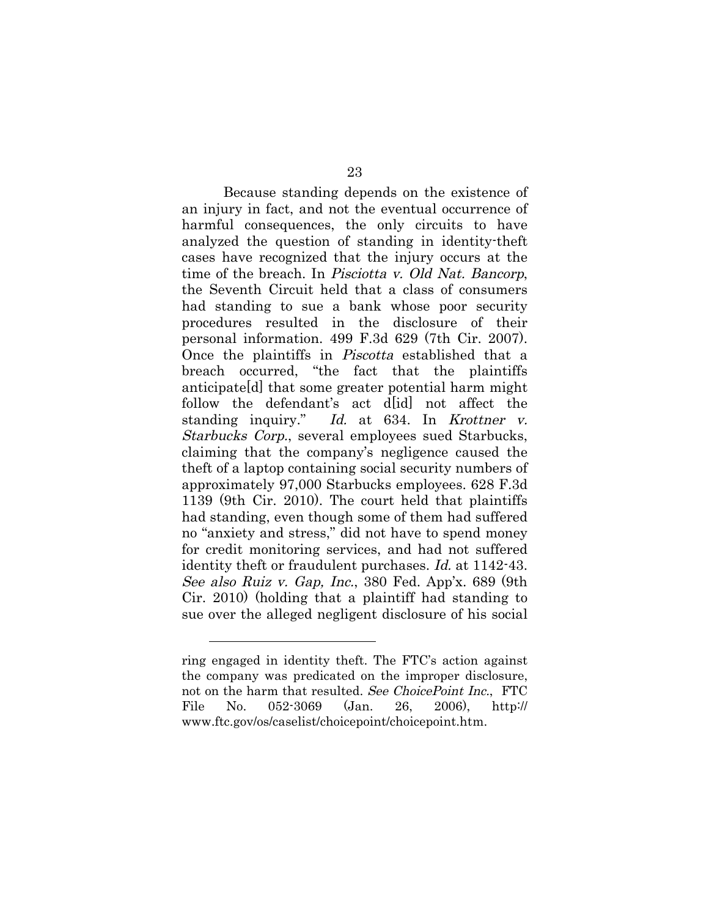Because standing depends on the existence of an injury in fact, and not the eventual occurrence of harmful consequences, the only circuits to have analyzed the question of standing in identity-theft cases have recognized that the injury occurs at the time of the breach. In *Pisciotta v. Old Nat. Bancorp*, the Seventh Circuit held that a class of consumers had standing to sue a bank whose poor security procedures resulted in the disclosure of their personal information. 499 F.3d 629 (7th Cir. 2007). Once the plaintiffs in *Piscotta* established that a breach occurred, "the fact that the plaintiffs anticipate[d] that some greater potential harm might follow the defendant's act d[id] not affect the standing inquiry." *Id.* at 634. In *Krottner v. Starbucks Corp.*, several employees sued Starbucks, claiming that the company's negligence caused the theft of a laptop containing social security numbers of approximately 97,000 Starbucks employees. 628 F.3d 1139 (9th Cir. 2010). The court held that plaintiffs had standing, even though some of them had suffered no "anxiety and stress," did not have to spend money for credit monitoring services, and had not suffered identity theft or fraudulent purchases. *Id.* at 1142-43. *See also Ruiz v. Gap, Inc.*, 380 Fed. App'x. 689 (9th Cir. 2010) (holding that a plaintiff had standing to sue over the alleged negligent disclosure of his social

---

ring engaged in identity theft. The FTC's action against the company was predicated on the improper disclosure, not on the harm that resulted. *See ChoicePoint Inc.*, FTC File No. 052-3069 (Jan. 26, 2006), http://www.ftc.gov/os/caselist/choicepoint/choicepoint.htm.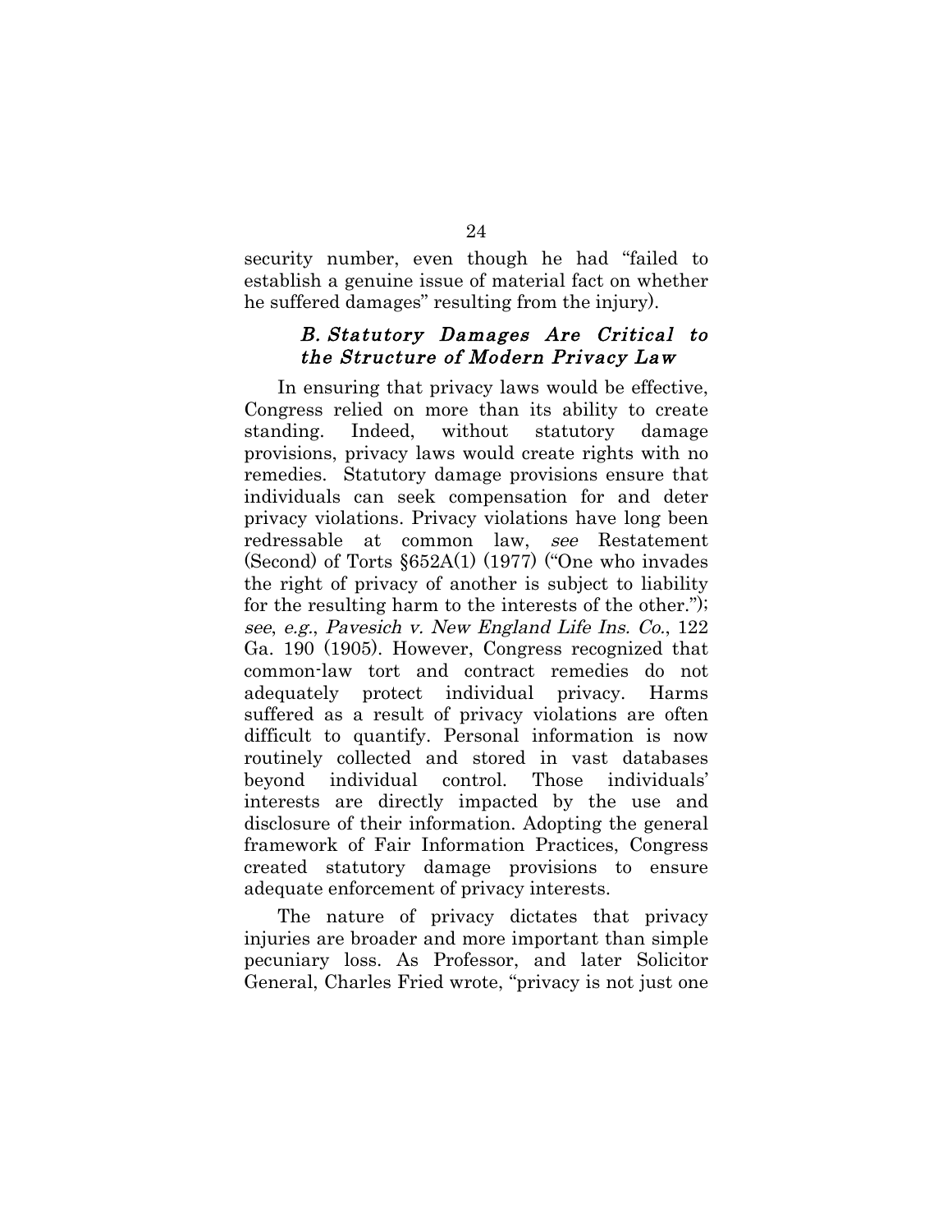security number, even though he had "failed to establish a genuine issue of material fact on whether he suffered damages" resulting from the injury).

### *B. Statutory Damages Are Critical to the Structure of Modern Privacy Law*

In ensuring that privacy laws would be effective, Congress relied on more than its ability to create standing. Indeed, without statutory damage provisions, privacy laws would create rights with no remedies. Statutory damage provisions ensure that individuals can seek compensation for and deter privacy violations. Privacy violations have long been redressable at common law, *see* Restatement (Second) of Torts §652A(1) (1977) ("One who invades the right of privacy of another is subject to liability for the resulting harm to the interests of the other."); *see*, *e.g.*, *Pavesich v. New England Life Ins. Co.*, 122 Ga. 190 (1905). However, Congress recognized that common-law tort and contract remedies do not adequately protect individual privacy. Harms suffered as a result of privacy violations are often difficult to quantify. Personal information is now routinely collected and stored in vast databases beyond individual control. Those individuals' interests are directly impacted by the use and disclosure of their information. Adopting the general framework of Fair Information Practices, Congress created statutory damage provisions to ensure adequate enforcement of privacy interests.

The nature of privacy dictates that privacy injuries are broader and more important than simple pecuniary loss. As Professor, and later Solicitor General, Charles Fried wrote, "privacy is not just one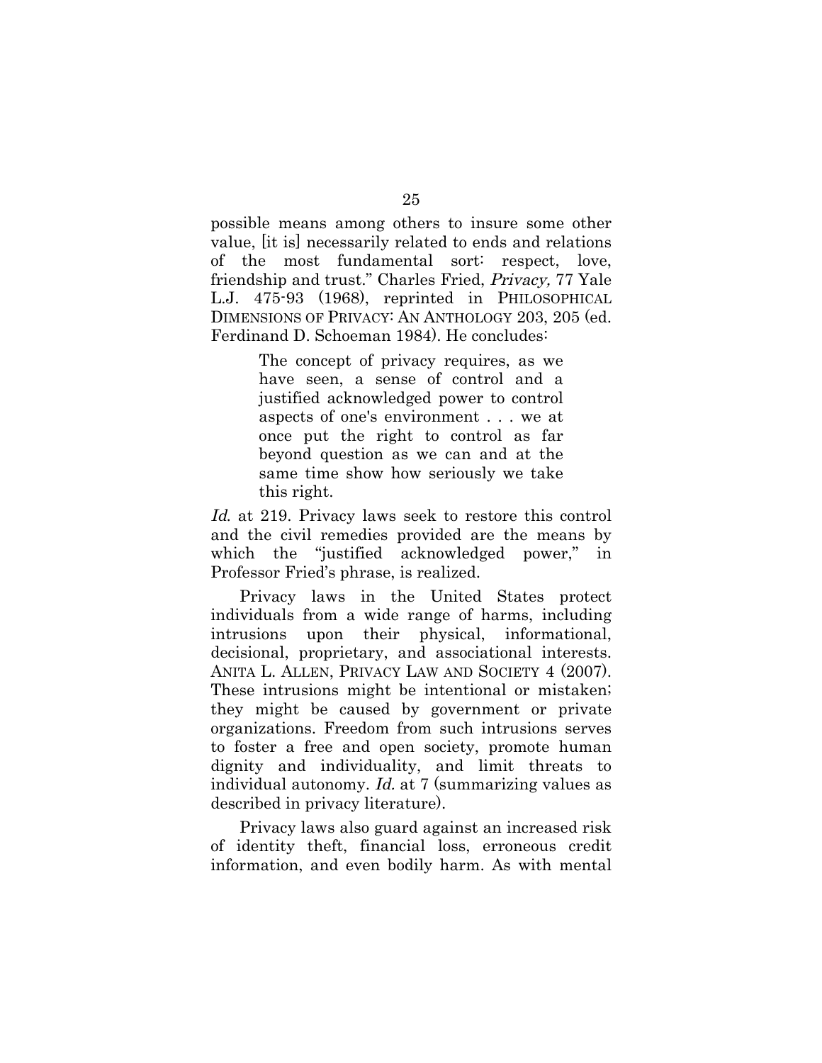possible means among others to insure some other value, [it is] necessarily related to ends and relations of the most fundamental sort: respect, love, friendship and trust." Charles Fried, *Privacy,* 77 Yale L.J. 475-93 (1968), reprinted in PHILOSOPHICAL DIMENSIONS OF PRIVACY: AN ANTHOLOGY 203, 205 (ed. Ferdinand D. Schoeman 1984). He concludes:

> The concept of privacy requires, as we have seen, a sense of control and a justified acknowledged power to control aspects of one's environment . . . we at once put the right to control as far beyond question as we can and at the same time show how seriously we take this right.

*Id.* at 219. Privacy laws seek to restore this control and the civil remedies provided are the means by which the "justified acknowledged power," in Professor Fried's phrase, is realized.

Privacy laws in the United States protect individuals from a wide range of harms, including intrusions upon their physical, informational, decisional, proprietary, and associational interests. ANITA L. ALLEN, PRIVACY LAW AND SOCIETY 4 (2007). These intrusions might be intentional or mistaken; they might be caused by government or private organizations. Freedom from such intrusions serves to foster a free and open society, promote human dignity and individuality, and limit threats to individual autonomy. *Id.* at 7 (summarizing values as described in privacy literature).

Privacy laws also guard against an increased risk of identity theft, financial loss, erroneous credit information, and even bodily harm. As with mental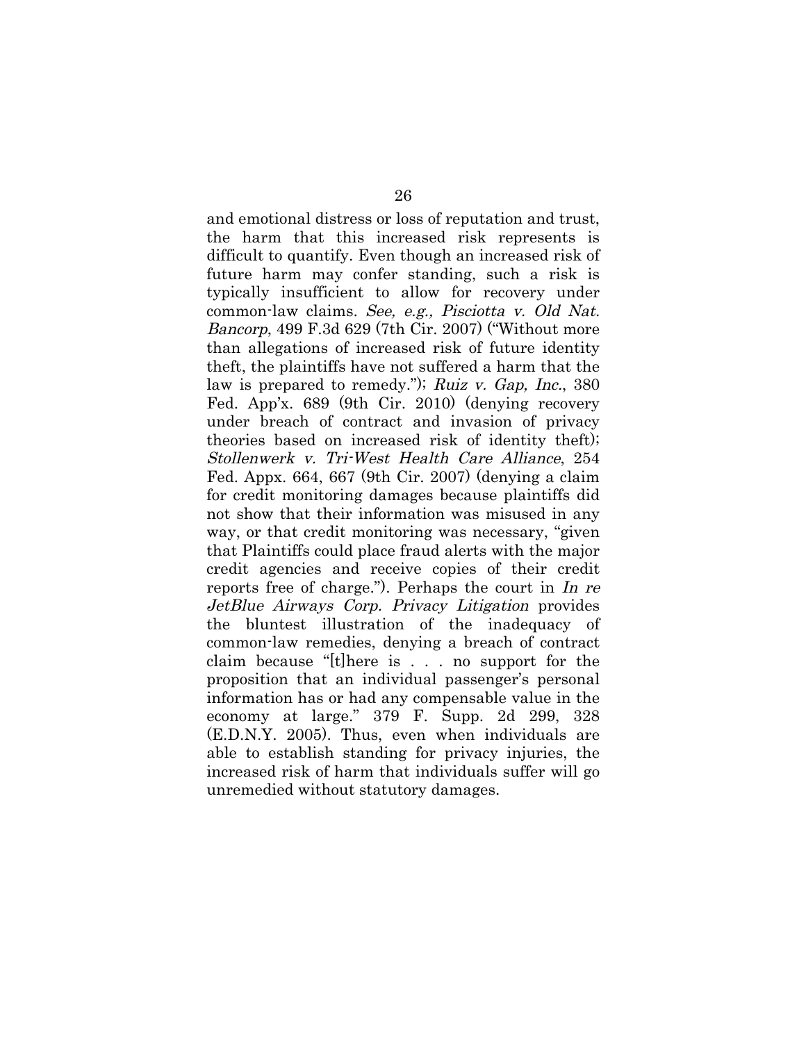and emotional distress or loss of reputation and trust, the harm that this increased risk represents is difficult to quantify. Even though an increased risk of future harm may confer standing, such a risk is typically insufficient to allow for recovery under common-law claims. *See, e.g., Pisciotta v. Old Nat. Bancorp*, 499 F.3d 629 (7th Cir. 2007) ("Without more than allegations of increased risk of future identity theft, the plaintiffs have not suffered a harm that the law is prepared to remedy."); *Ruiz v. Gap, Inc.*, 380 Fed. App'x. 689 (9th Cir. 2010) (denying recovery under breach of contract and invasion of privacy theories based on increased risk of identity theft); *Stollenwerk v. Tri-West Health Care Alliance*, 254 Fed. Appx. 664, 667 (9th Cir. 2007) (denying a claim for credit monitoring damages because plaintiffs did not show that their information was misused in any way, or that credit monitoring was necessary, "given that Plaintiffs could place fraud alerts with the major credit agencies and receive copies of their credit reports free of charge."). Perhaps the court in *In re JetBlue Airways Corp. Privacy Litigation* provides the bluntest illustration of the inadequacy of common-law remedies, denying a breach of contract claim because "[t]here is . . . no support for the proposition that an individual passenger's personal information has or had any compensable value in the economy at large." 379 F. Supp. 2d 299, 328 (E.D.N.Y. 2005). Thus, even when individuals are able to establish standing for privacy injuries, the increased risk of harm that individuals suffer will go unremedied without statutory damages.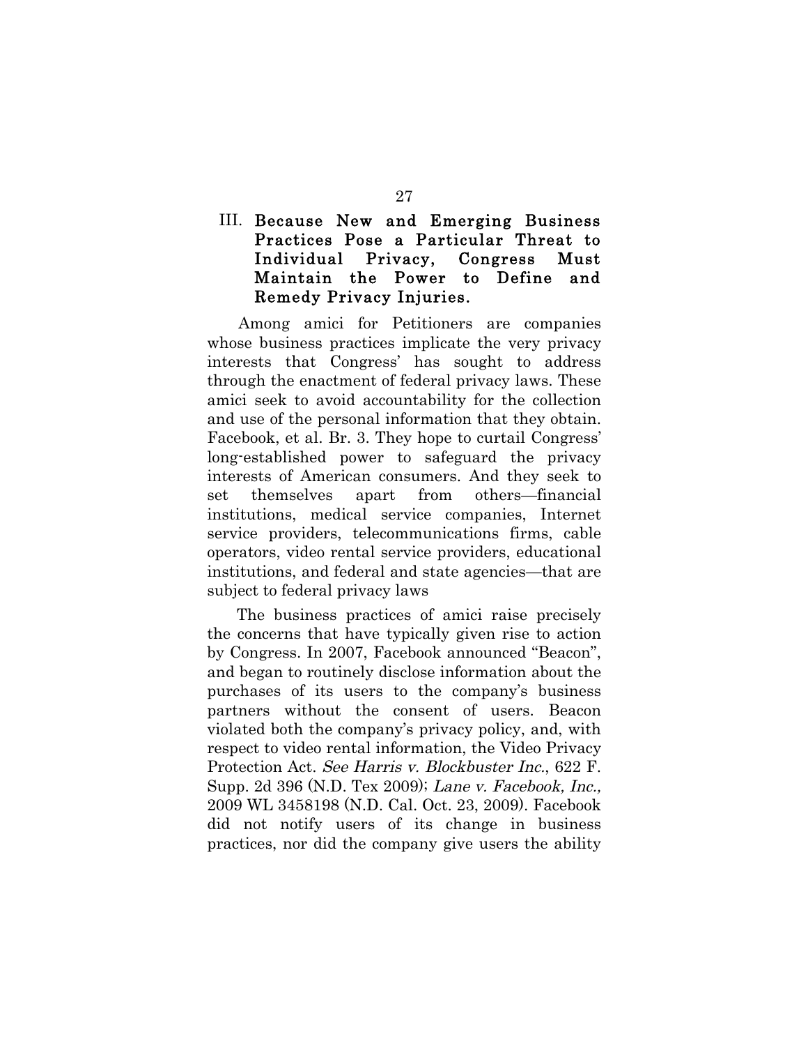## III. Because New and Emerging Business Practices Pose a Particular Threat to Individual Privacy, Congress Must Maintain the Power to Define and Remedy Privacy Injuries.

Among amici for Petitioners are companies whose business practices implicate the very privacy interests that Congress' has sought to address through the enactment of federal privacy laws. These amici seek to avoid accountability for the collection and use of the personal information that they obtain. Facebook, et al. Br. 3. They hope to curtail Congress' long-established power to safeguard the privacy interests of American consumers. And they seek to set themselves apart from others—financial institutions, medical service companies, Internet service providers, telecommunications firms, cable operators, video rental service providers, educational institutions, and federal and state agencies—that are subject to federal privacy laws

The business practices of amici raise precisely the concerns that have typically given rise to action by Congress. In 2007, Facebook announced "Beacon", and began to routinely disclose information about the purchases of its users to the company's business partners without the consent of users. Beacon violated both the company's privacy policy, and, with respect to video rental information, the Video Privacy Protection Act. *See Harris v. Blockbuster Inc.*, 622 F. Supp. 2d 396 (N.D. Tex 2009); *Lane v. Facebook, Inc.,* 2009 WL 3458198 (N.D. Cal. Oct. 23, 2009). Facebook did not notify users of its change in business practices, nor did the company give users the ability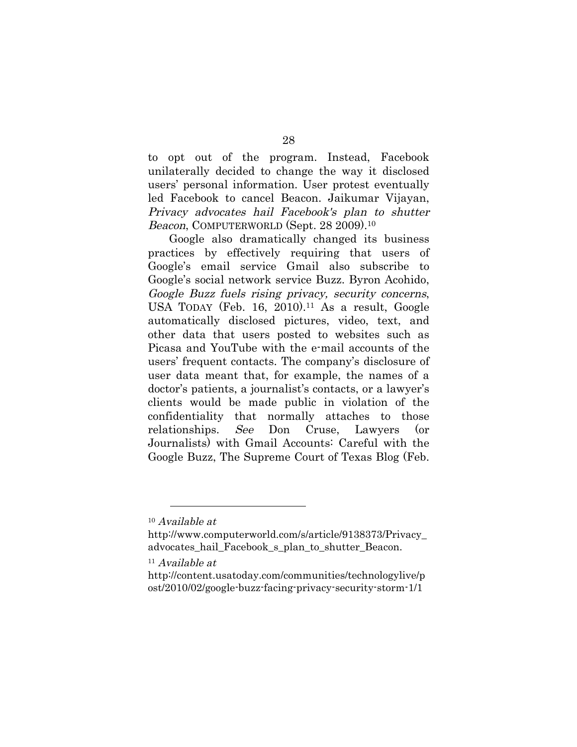to opt out of the program. Instead, Facebook unilaterally decided to change the way it disclosed users' personal information. User protest eventually led Facebook to cancel Beacon. Jaikumar Vijayan, *Privacy advocates hail Facebook's plan to shutter Beacon*, COMPUTERWORLD (Sept. 28 2009).[10]

Google also dramatically changed its business practices by effectively requiring that users of Google's email service Gmail also subscribe to Google's social network service Buzz. Byron Acohido, *Google Buzz fuels rising privacy, security concerns*, USA TODAY (Feb. 16, 2010).[11] As a result, Google automatically disclosed pictures, video, text, and other data that users posted to websites such as Picasa and YouTube with the e-mail accounts of the users' frequent contacts. The company's disclosure of user data meant that, for example, the names of a doctor's patients, a journalist's contacts, or a lawyer's clients would be made public in violation of the confidentiality that normally attaches to those relationships. *See* Don Cruse, Lawyers (or Journalists) with Gmail Accounts: Careful with the Google Buzz, The Supreme Court of Texas Blog (Feb.

---

[10] *Available at* http://www.computerworld.com/s/article/9138373/Privacy_advocates_hail_Facebook_s_plan_to_shutter_Beacon.

[11] *Available at* http://content.usatoday.com/communities/technologylive/post/2010/02/google-buzz-facing-privacy-security-storm-1/1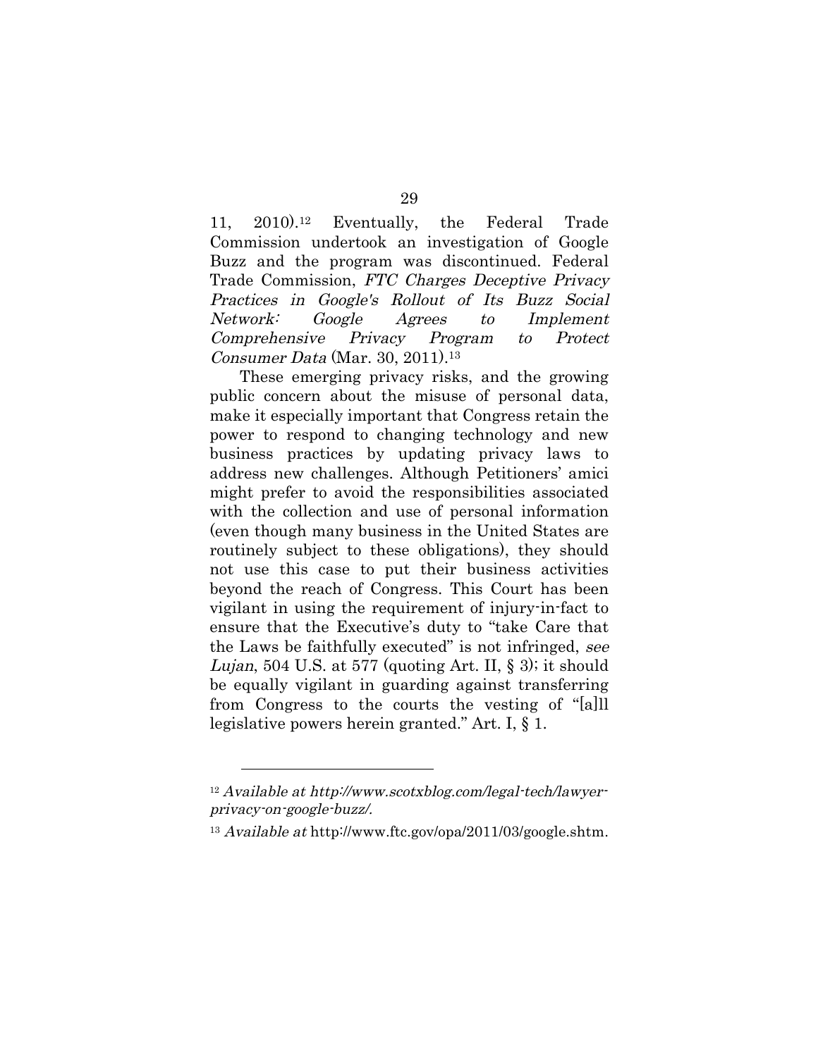11, 2010).[12] Eventually, the Federal Trade Commission undertook an investigation of Google Buzz and the program was discontinued. Federal Trade Commission, *FTC Charges Deceptive Privacy Practices in Google's Rollout of Its Buzz Social Network: Google Agrees to Implement Comprehensive Privacy Program to Protect Consumer Data* (Mar. 30, 2011).[13]

These emerging privacy risks, and the growing public concern about the misuse of personal data, make it especially important that Congress retain the power to respond to changing technology and new business practices by updating privacy laws to address new challenges. Although Petitioners' amici might prefer to avoid the responsibilities associated with the collection and use of personal information (even though many business in the United States are routinely subject to these obligations), they should not use this case to put their business activities beyond the reach of Congress. This Court has been vigilant in using the requirement of injury-in-fact to ensure that the Executive's duty to "take Care that the Laws be faithfully executed" is not infringed, *see Lujan*, 504 U.S. at 577 (quoting Art. II, § 3); it should be equally vigilant in guarding against transferring from Congress to the courts the vesting of "[a]ll legislative powers herein granted." Art. I, § 1.

---

[12] *Available at http://www.scotxblog.com/legal-tech/lawyer-privacy-on-google-buzz/.*

[13] *Available at* http://www.ftc.gov/opa/2011/03/google.shtm.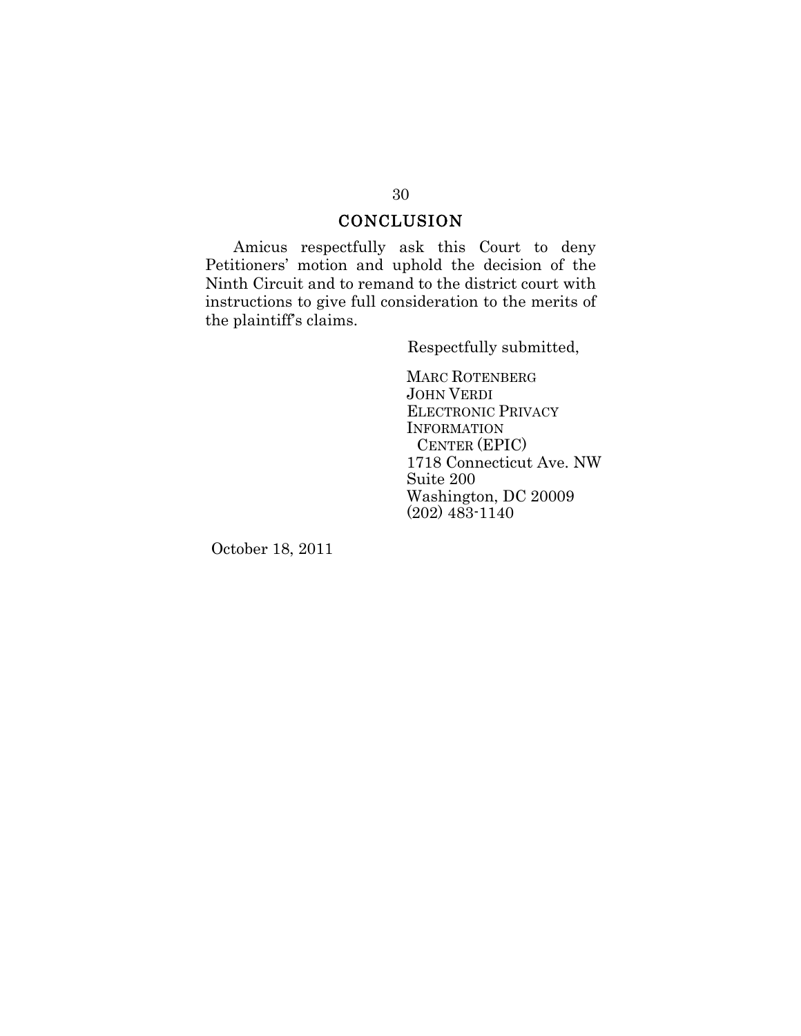## CONCLUSION

Amicus respectfully ask this Court to deny Petitioners' motion and uphold the decision of the Ninth Circuit and to remand to the district court with instructions to give full consideration to the merits of the plaintiff's claims.

Respectfully submitted,

MARC ROTENBERG
JOHN VERDI
ELECTRONIC PRIVACY
INFORMATION
CENTER (EPIC)
1718 Connecticut Ave. NW
Suite 200
Washington, DC 20009
(202) 483-1140

October 18, 2011